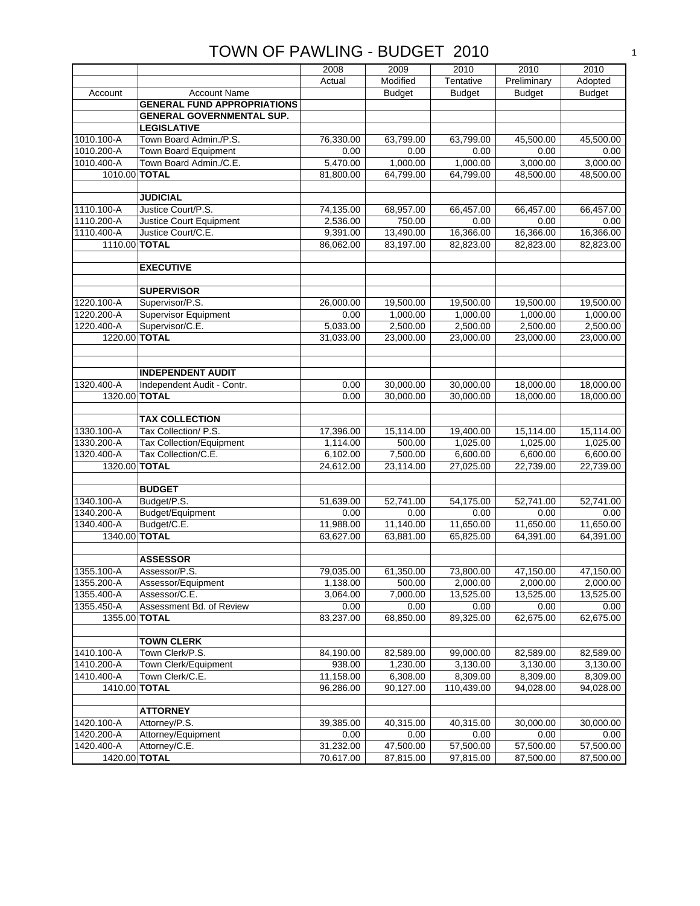# TOWN OF PAWLING - BUDGET 2010

| Account | Account Name | 2008 Actual | 2009 Modified Budget | 2010 Tentative Budget | 2010 Preliminary Budget | 2010 Adopted Budget |
|---|---|---|---|---|---|---|
| | **GENERAL FUND APPROPRIATIONS** | | | | | |
| | **GENERAL GOVERNMENTAL SUP.** | | | | | |
| | **LEGISLATIVE** | | | | | |
| 1010.100-A | Town Board Admin./P.S. | 76,330.00 | 63,799.00 | 63,799.00 | 45,500.00 | 45,500.00 |
| 1010.200-A | Town Board Equipment | 0.00 | 0.00 | 0.00 | 0.00 | 0.00 |
| 1010.400-A | Town Board Admin./C.E. | 5,470.00 | 1,000.00 | 1,000.00 | 3,000.00 | 3,000.00 |
| 1010.00 | **TOTAL** | 81,800.00 | 64,799.00 | 64,799.00 | 48,500.00 | 48,500.00 |
| | | | | | | |
| | **JUDICIAL** | | | | | |
| 1110.100-A | Justice Court/P.S. | 74,135.00 | 68,957.00 | 66,457.00 | 66,457.00 | 66,457.00 |
| 1110.200-A | Justice Court Equipment | 2,536.00 | 750.00 | 0.00 | 0.00 | 0.00 |
| 1110.400-A | Justice Court/C.E. | 9,391.00 | 13,490.00 | 16,366.00 | 16,366.00 | 16,366.00 |
| 1110.00 | **TOTAL** | 86,062.00 | 83,197.00 | 82,823.00 | 82,823.00 | 82,823.00 |
| | | | | | | |
| | **EXECUTIVE** | | | | | |
| | | | | | | |
| | **SUPERVISOR** | | | | | |
| 1220.100-A | Supervisor/P.S. | 26,000.00 | 19,500.00 | 19,500.00 | 19,500.00 | 19,500.00 |
| 1220.200-A | Supervisor Equipment | 0.00 | 1,000.00 | 1,000.00 | 1,000.00 | 1,000.00 |
| 1220.400-A | Supervisor/C.E. | 5,033.00 | 2,500.00 | 2,500.00 | 2,500.00 | 2,500.00 |
| 1220.00 | **TOTAL** | 31,033.00 | 23,000.00 | 23,000.00 | 23,000.00 | 23,000.00 |
| | | | | | | |
| | | | | | | |
| | **INDEPENDENT AUDIT** | | | | | |
| 1320.400-A | Independent Audit - Contr. | 0.00 | 30,000.00 | 30,000.00 | 18,000.00 | 18,000.00 |
| 1320.00 | **TOTAL** | 0.00 | 30,000.00 | 30,000.00 | 18,000.00 | 18,000.00 |
| | | | | | | |
| | **TAX COLLECTION** | | | | | |
| 1330.100-A | Tax Collection/ P.S. | 17,396.00 | 15,114.00 | 19,400.00 | 15,114.00 | 15,114.00 |
| 1330.200-A | Tax Collection/Equipment | 1,114.00 | 500.00 | 1,025.00 | 1,025.00 | 1,025.00 |
| 1320.400-A | Tax Collection/C.E. | 6,102.00 | 7,500.00 | 6,600.00 | 6,600.00 | 6,600.00 |
| 1320.00 | **TOTAL** | 24,612.00 | 23,114.00 | 27,025.00 | 22,739.00 | 22,739.00 |
| | | | | | | |
| | **BUDGET** | | | | | |
| 1340.100-A | Budget/P.S. | 51,639.00 | 52,741.00 | 54,175.00 | 52,741.00 | 52,741.00 |
| 1340.200-A | Budget/Equipment | 0.00 | 0.00 | 0.00 | 0.00 | 0.00 |
| 1340.400-A | Budget/C.E. | 11,988.00 | 11,140.00 | 11,650.00 | 11,650.00 | 11,650.00 |
| 1340.00 | **TOTAL** | 63,627.00 | 63,881.00 | 65,825.00 | 64,391.00 | 64,391.00 |
| | | | | | | |
| | **ASSESSOR** | | | | | |
| 1355.100-A | Assessor/P.S. | 79,035.00 | 61,350.00 | 73,800.00 | 47,150.00 | 47,150.00 |
| 1355.200-A | Assessor/Equipment | 1,138.00 | 500.00 | 2,000.00 | 2,000.00 | 2,000.00 |
| 1355.400-A | Assessor/C.E. | 3,064.00 | 7,000.00 | 13,525.00 | 13,525.00 | 13,525.00 |
| 1355.450-A | Assessment Bd. of Review | 0.00 | 0.00 | 0.00 | 0.00 | 0.00 |
| 1355.00 | **TOTAL** | 83,237.00 | 68,850.00 | 89,325.00 | 62,675.00 | 62,675.00 |
| | | | | | | |
| | **TOWN CLERK** | | | | | |
| 1410.100-A | Town Clerk/P.S. | 84,190.00 | 82,589.00 | 99,000.00 | 82,589.00 | 82,589.00 |
| 1410.200-A | Town Clerk/Equipment | 938.00 | 1,230.00 | 3,130.00 | 3,130.00 | 3,130.00 |
| 1410.400-A | Town Clerk/C.E. | 11,158.00 | 6,308.00 | 8,309.00 | 8,309.00 | 8,309.00 |
| 1410.00 | **TOTAL** | 96,286.00 | 90,127.00 | 110,439.00 | 94,028.00 | 94,028.00 |
| | | | | | | |
| | **ATTORNEY** | | | | | |
| 1420.100-A | Attorney/P.S. | 39,385.00 | 40,315.00 | 40,315.00 | 30,000.00 | 30,000.00 |
| 1420.200-A | Attorney/Equipment | 0.00 | 0.00 | 0.00 | 0.00 | 0.00 |
| 1420.400-A | Attorney/C.E. | 31,232.00 | 47,500.00 | 57,500.00 | 57,500.00 | 57,500.00 |
| 1420.00 | **TOTAL** | 70,617.00 | 87,815.00 | 97,815.00 | 87,500.00 | 87,500.00 |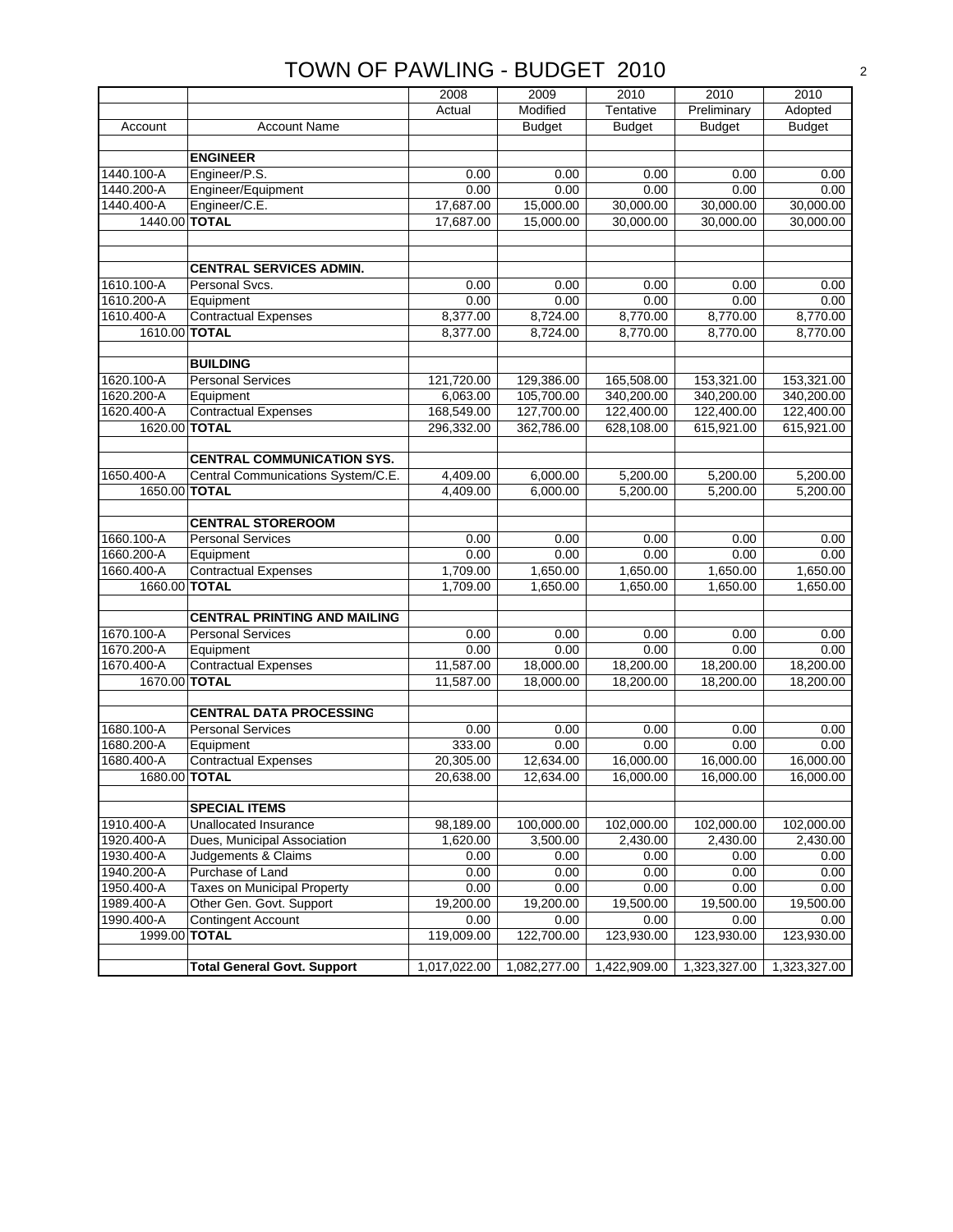# TOWN OF PAWLING - BUDGET 2010

| Account | Account Name | 2008 Actual | 2009 Modified Budget | 2010 Tentative Budget | 2010 Preliminary Budget | 2010 Adopted Budget |
|---|---|---|---|---|---|---|
| | **ENGINEER** | | | | | |
| 1440.100-A | Engineer/P.S. | 0.00 | 0.00 | 0.00 | 0.00 | 0.00 |
| 1440.200-A | Engineer/Equipment | 0.00 | 0.00 | 0.00 | 0.00 | 0.00 |
| 1440.400-A | Engineer/C.E. | 17,687.00 | 15,000.00 | 30,000.00 | 30,000.00 | 30,000.00 |
| 1440.00 | **TOTAL** | 17,687.00 | 15,000.00 | 30,000.00 | 30,000.00 | 30,000.00 |
| | | | | | | |
| | **CENTRAL SERVICES ADMIN.** | | | | | |
| 1610.100-A | Personal Svcs. | 0.00 | 0.00 | 0.00 | 0.00 | 0.00 |
| 1610.200-A | Equipment | 0.00 | 0.00 | 0.00 | 0.00 | 0.00 |
| 1610.400-A | Contractual Expenses | 8,377.00 | 8,724.00 | 8,770.00 | 8,770.00 | 8,770.00 |
| 1610.00 | **TOTAL** | 8,377.00 | 8,724.00 | 8,770.00 | 8,770.00 | 8,770.00 |
| | | | | | | |
| | **BUILDING** | | | | | |
| 1620.100-A | Personal Services | 121,720.00 | 129,386.00 | 165,508.00 | 153,321.00 | 153,321.00 |
| 1620.200-A | Equipment | 6,063.00 | 105,700.00 | 340,200.00 | 340,200.00 | 340,200.00 |
| 1620.400-A | Contractual Expenses | 168,549.00 | 127,700.00 | 122,400.00 | 122,400.00 | 122,400.00 |
| 1620.00 | **TOTAL** | 296,332.00 | 362,786.00 | 628,108.00 | 615,921.00 | 615,921.00 |
| | | | | | | |
| | **CENTRAL COMMUNICATION SYS.** | | | | | |
| 1650.400-A | Central Communications System/C.E. | 4,409.00 | 6,000.00 | 5,200.00 | 5,200.00 | 5,200.00 |
| 1650.00 | **TOTAL** | 4,409.00 | 6,000.00 | 5,200.00 | 5,200.00 | 5,200.00 |
| | | | | | | |
| | **CENTRAL STOREROOM** | | | | | |
| 1660.100-A | Personal Services | 0.00 | 0.00 | 0.00 | 0.00 | 0.00 |
| 1660.200-A | Equipment | 0.00 | 0.00 | 0.00 | 0.00 | 0.00 |
| 1660.400-A | Contractual Expenses | 1,709.00 | 1,650.00 | 1,650.00 | 1,650.00 | 1,650.00 |
| 1660.00 | **TOTAL** | 1,709.00 | 1,650.00 | 1,650.00 | 1,650.00 | 1,650.00 |
| | | | | | | |
| | **CENTRAL PRINTING AND MAILING** | | | | | |
| 1670.100-A | Personal Services | 0.00 | 0.00 | 0.00 | 0.00 | 0.00 |
| 1670.200-A | Equipment | 0.00 | 0.00 | 0.00 | 0.00 | 0.00 |
| 1670.400-A | Contractual Expenses | 11,587.00 | 18,000.00 | 18,200.00 | 18,200.00 | 18,200.00 |
| 1670.00 | **TOTAL** | 11,587.00 | 18,000.00 | 18,200.00 | 18,200.00 | 18,200.00 |
| | | | | | | |
| | **CENTRAL DATA PROCESSING** | | | | | |
| 1680.100-A | Personal Services | 0.00 | 0.00 | 0.00 | 0.00 | 0.00 |
| 1680.200-A | Equipment | 333.00 | 0.00 | 0.00 | 0.00 | 0.00 |
| 1680.400-A | Contractual Expenses | 20,305.00 | 12,634.00 | 16,000.00 | 16,000.00 | 16,000.00 |
| 1680.00 | **TOTAL** | 20,638.00 | 12,634.00 | 16,000.00 | 16,000.00 | 16,000.00 |
| | | | | | | |
| | **SPECIAL ITEMS** | | | | | |
| 1910.400-A | Unallocated Insurance | 98,189.00 | 100,000.00 | 102,000.00 | 102,000.00 | 102,000.00 |
| 1920.400-A | Dues, Municipal Association | 1,620.00 | 3,500.00 | 2,430.00 | 2,430.00 | 2,430.00 |
| 1930.400-A | Judgements & Claims | 0.00 | 0.00 | 0.00 | 0.00 | 0.00 |
| 1940.200-A | Purchase of Land | 0.00 | 0.00 | 0.00 | 0.00 | 0.00 |
| 1950.400-A | Taxes on Municipal Property | 0.00 | 0.00 | 0.00 | 0.00 | 0.00 |
| 1989.400-A | Other Gen. Govt. Support | 19,200.00 | 19,200.00 | 19,500.00 | 19,500.00 | 19,500.00 |
| 1990.400-A | Contingent Account | 0.00 | 0.00 | 0.00 | 0.00 | 0.00 |
| 1999.00 | **TOTAL** | 119,009.00 | 122,700.00 | 123,930.00 | 123,930.00 | 123,930.00 |
| | | | | | | |
| | **Total General Govt. Support** | 1,017,022.00 | 1,082,277.00 | 1,422,909.00 | 1,323,327.00 | 1,323,327.00 |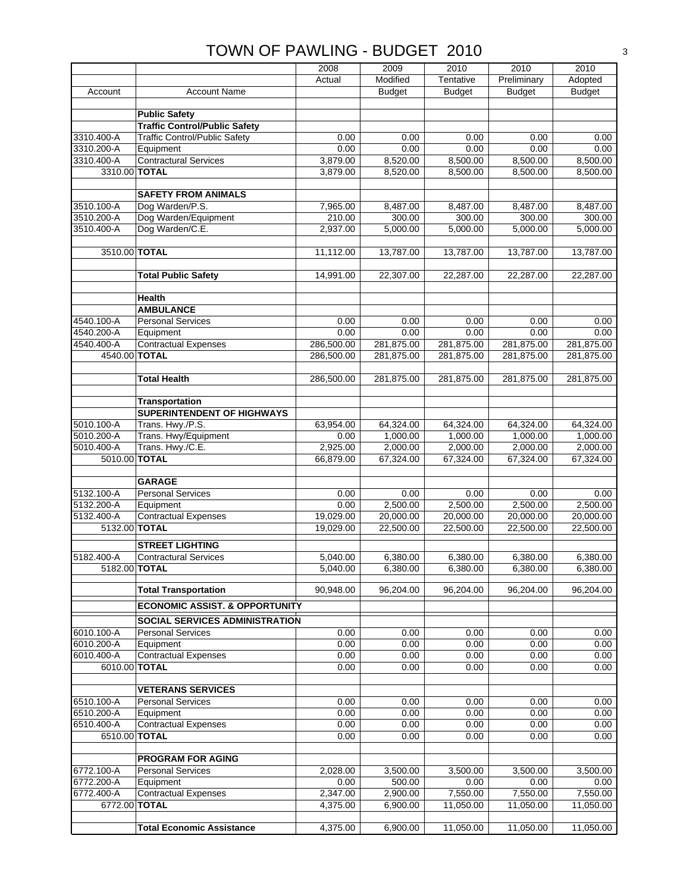# TOWN OF PAWLING - BUDGET 2010

| Account | Account Name | 2008 Actual | 2009 Modified Budget | 2010 Tentative Budget | 2010 Preliminary Budget | 2010 Adopted Budget |
|---|---|---|---|---|---|---|
| | **Public Safety** | | | | | |
| | **Traffic Control/Public Safety** | | | | | |
| 3310.400-A | Traffic Control/Public Safety | 0.00 | 0.00 | 0.00 | 0.00 | 0.00 |
| 3310.200-A | Equipment | 0.00 | 0.00 | 0.00 | 0.00 | 0.00 |
| 3310.400-A | Contractural Services | 3,879.00 | 8,520.00 | 8,500.00 | 8,500.00 | 8,500.00 |
| 3310.00 | **TOTAL** | 3,879.00 | 8,520.00 | 8,500.00 | 8,500.00 | 8,500.00 |
| | **SAFETY FROM ANIMALS** | | | | | |
| 3510.100-A | Dog Warden/P.S. | 7,965.00 | 8,487.00 | 8,487.00 | 8,487.00 | 8,487.00 |
| 3510.200-A | Dog Warden/Equipment | 210.00 | 300.00 | 300.00 | 300.00 | 300.00 |
| 3510.400-A | Dog Warden/C.E. | 2,937.00 | 5,000.00 | 5,000.00 | 5,000.00 | 5,000.00 |
| 3510.00 | **TOTAL** | 11,112.00 | 13,787.00 | 13,787.00 | 13,787.00 | 13,787.00 |
| | **Total Public Safety** | 14,991.00 | 22,307.00 | 22,287.00 | 22,287.00 | 22,287.00 |
| | **Health** | | | | | |
| | **AMBULANCE** | | | | | |
| 4540.100-A | Personal Services | 0.00 | 0.00 | 0.00 | 0.00 | 0.00 |
| 4540.200-A | Equipment | 0.00 | 0.00 | 0.00 | 0.00 | 0.00 |
| 4540.400-A | Contractual Expenses | 286,500.00 | 281,875.00 | 281,875.00 | 281,875.00 | 281,875.00 |
| 4540.00 | **TOTAL** | 286,500.00 | 281,875.00 | 281,875.00 | 281,875.00 | 281,875.00 |
| | **Total Health** | 286,500.00 | 281,875.00 | 281,875.00 | 281,875.00 | 281,875.00 |
| | **Transportation** | | | | | |
| | **SUPERINTENDENT OF HIGHWAYS** | | | | | |
| 5010.100-A | Trans. Hwy./P.S. | 63,954.00 | 64,324.00 | 64,324.00 | 64,324.00 | 64,324.00 |
| 5010.200-A | Trans. Hwy/Equipment | 0.00 | 1,000.00 | 1,000.00 | 1,000.00 | 1,000.00 |
| 5010.400-A | Trans. Hwy./C.E. | 2,925.00 | 2,000.00 | 2,000.00 | 2,000.00 | 2,000.00 |
| 5010.00 | **TOTAL** | 66,879.00 | 67,324.00 | 67,324.00 | 67,324.00 | 67,324.00 |
| | **GARAGE** | | | | | |
| 5132.100-A | Personal Services | 0.00 | 0.00 | 0.00 | 0.00 | 0.00 |
| 5132.200-A | Equipment | 0.00 | 2,500.00 | 2,500.00 | 2,500.00 | 2,500.00 |
| 5132.400-A | Contractual Expenses | 19,029.00 | 20,000.00 | 20,000.00 | 20,000.00 | 20,000.00 |
| 5132.00 | **TOTAL** | 19,029.00 | 22,500.00 | 22,500.00 | 22,500.00 | 22,500.00 |
| | **STREET LIGHTING** | | | | | |
| 5182.400-A | Contractural Services | 5,040.00 | 6,380.00 | 6,380.00 | 6,380.00 | 6,380.00 |
| 5182.00 | **TOTAL** | 5,040.00 | 6,380.00 | 6,380.00 | 6,380.00 | 6,380.00 |
| | **Total Transportation** | 90,948.00 | 96,204.00 | 96,204.00 | 96,204.00 | 96,204.00 |
| | **ECONOMIC ASSIST. & OPPORTUNITY** | | | | | |
| | **SOCIAL SERVICES ADMINISTRATION** | | | | | |
| 6010.100-A | Personal Services | 0.00 | 0.00 | 0.00 | 0.00 | 0.00 |
| 6010.200-A | Equipment | 0.00 | 0.00 | 0.00 | 0.00 | 0.00 |
| 6010.400-A | Contractual Expenses | 0.00 | 0.00 | 0.00 | 0.00 | 0.00 |
| 6010.00 | **TOTAL** | 0.00 | 0.00 | 0.00 | 0.00 | 0.00 |
| | **VETERANS SERVICES** | | | | | |
| 6510.100-A | Personal Services | 0.00 | 0.00 | 0.00 | 0.00 | 0.00 |
| 6510.200-A | Equipment | 0.00 | 0.00 | 0.00 | 0.00 | 0.00 |
| 6510.400-A | Contractual Expenses | 0.00 | 0.00 | 0.00 | 0.00 | 0.00 |
| 6510.00 | **TOTAL** | 0.00 | 0.00 | 0.00 | 0.00 | 0.00 |
| | **PROGRAM FOR AGING** | | | | | |
| 6772.100-A | Personal Services | 2,028.00 | 3,500.00 | 3,500.00 | 3,500.00 | 3,500.00 |
| 6772.200-A | Equipment | 0.00 | 500.00 | 0.00 | 0.00 | 0.00 |
| 6772.400-A | Contractual Expenses | 2,347.00 | 2,900.00 | 7,550.00 | 7,550.00 | 7,550.00 |
| 6772.00 | **TOTAL** | 4,375.00 | 6,900.00 | 11,050.00 | 11,050.00 | 11,050.00 |
| | **Total Economic Assistance** | 4,375.00 | 6,900.00 | 11,050.00 | 11,050.00 | 11,050.00 |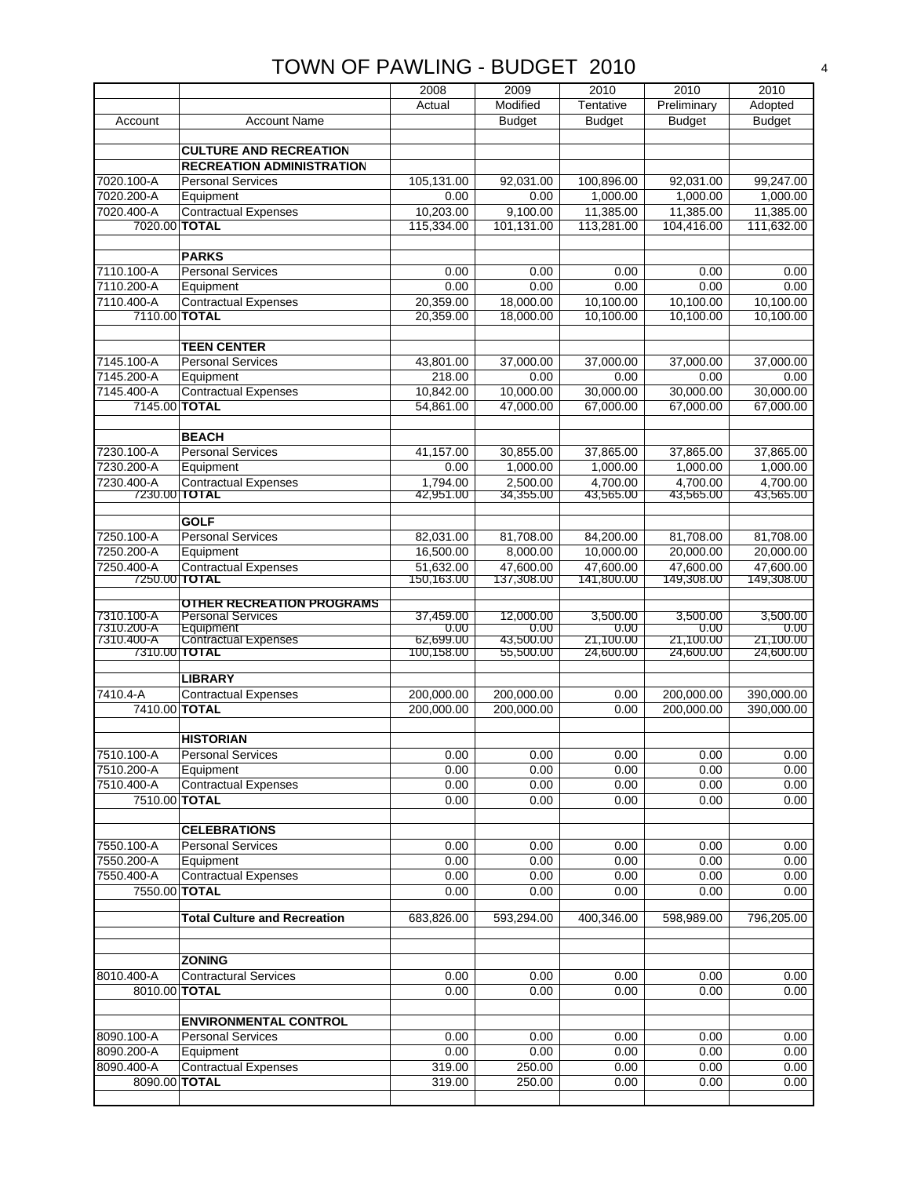# TOWN OF PAWLING - BUDGET 2010

| Account | Account Name | 2008 Actual | 2009 Modified Budget | 2010 Tentative Budget | 2010 Preliminary Budget | 2010 Adopted Budget |
|---|---|---|---|---|---|---|
| | **CULTURE AND RECREATION** | | | | | |
| | **RECREATION ADMINISTRATION** | | | | | |
| 7020.100-A | Personal Services | 105,131.00 | 92,031.00 | 100,896.00 | 92,031.00 | 99,247.00 |
| 7020.200-A | Equipment | 0.00 | 0.00 | 1,000.00 | 1,000.00 | 1,000.00 |
| 7020.400-A | Contractual Expenses | 10,203.00 | 9,100.00 | 11,385.00 | 11,385.00 | 11,385.00 |
| 7020.00 | **TOTAL** | 115,334.00 | 101,131.00 | 113,281.00 | 104,416.00 | 111,632.00 |
| | **PARKS** | | | | | |
| 7110.100-A | Personal Services | 0.00 | 0.00 | 0.00 | 0.00 | 0.00 |
| 7110.200-A | Equipment | 0.00 | 0.00 | 0.00 | 0.00 | 0.00 |
| 7110.400-A | Contractual Expenses | 20,359.00 | 18,000.00 | 10,100.00 | 10,100.00 | 10,100.00 |
| 7110.00 | **TOTAL** | 20,359.00 | 18,000.00 | 10,100.00 | 10,100.00 | 10,100.00 |
| | **TEEN CENTER** | | | | | |
| 7145.100-A | Personal Services | 43,801.00 | 37,000.00 | 37,000.00 | 37,000.00 | 37,000.00 |
| 7145.200-A | Equipment | 218.00 | 0.00 | 0.00 | 0.00 | 0.00 |
| 7145.400-A | Contractual Expenses | 10,842.00 | 10,000.00 | 30,000.00 | 30,000.00 | 30,000.00 |
| 7145.00 | **TOTAL** | 54,861.00 | 47,000.00 | 67,000.00 | 67,000.00 | 67,000.00 |
| | **BEACH** | | | | | |
| 7230.100-A | Personal Services | 41,157.00 | 30,855.00 | 37,865.00 | 37,865.00 | 37,865.00 |
| 7230.200-A | Equipment | 0.00 | 1,000.00 | 1,000.00 | 1,000.00 | 1,000.00 |
| 7230.400-A | Contractual Expenses | 1,794.00 | 2,500.00 | 4,700.00 | 4,700.00 | 4,700.00 |
| 7230.00 | **TOTAL** | 42,951.00 | 34,355.00 | 43,565.00 | 43,565.00 | 43,565.00 |
| | **GOLF** | | | | | |
| 7250.100-A | Personal Services | 82,031.00 | 81,708.00 | 84,200.00 | 81,708.00 | 81,708.00 |
| 7250.200-A | Equipment | 16,500.00 | 8,000.00 | 10,000.00 | 20,000.00 | 20,000.00 |
| 7250.400-A | Contractual Expenses | 51,632.00 | 47,600.00 | 47,600.00 | 47,600.00 | 47,600.00 |
| 7250.00 | **TOTAL** | 150,163.00 | 137,308.00 | 141,800.00 | 149,308.00 | 149,308.00 |
| | **OTHER RECREATION PROGRAMS** | | | | | |
| 7310.100-A | Personal Services | 37,459.00 | 12,000.00 | 3,500.00 | 3,500.00 | 3,500.00 |
| 7310.200-A | Equipment | 0.00 | 0.00 | 0.00 | 0.00 | 0.00 |
| 7310.400-A | Contractual Expenses | 62,699.00 | 43,500.00 | 21,100.00 | 21,100.00 | 21,100.00 |
| 7310.00 | **TOTAL** | 100,158.00 | 55,500.00 | 24,600.00 | 24,600.00 | 24,600.00 |
| | **LIBRARY** | | | | | |
| 7410.4-A | Contractual Expenses | 200,000.00 | 200,000.00 | 0.00 | 200,000.00 | 390,000.00 |
| 7410.00 | **TOTAL** | 200,000.00 | 200,000.00 | 0.00 | 200,000.00 | 390,000.00 |
| | **HISTORIAN** | | | | | |
| 7510.100-A | Personal Services | 0.00 | 0.00 | 0.00 | 0.00 | 0.00 |
| 7510.200-A | Equipment | 0.00 | 0.00 | 0.00 | 0.00 | 0.00 |
| 7510.400-A | Contractual Expenses | 0.00 | 0.00 | 0.00 | 0.00 | 0.00 |
| 7510.00 | **TOTAL** | 0.00 | 0.00 | 0.00 | 0.00 | 0.00 |
| | **CELEBRATIONS** | | | | | |
| 7550.100-A | Personal Services | 0.00 | 0.00 | 0.00 | 0.00 | 0.00 |
| 7550.200-A | Equipment | 0.00 | 0.00 | 0.00 | 0.00 | 0.00 |
| 7550.400-A | Contractual Expenses | 0.00 | 0.00 | 0.00 | 0.00 | 0.00 |
| 7550.00 | **TOTAL** | 0.00 | 0.00 | 0.00 | 0.00 | 0.00 |
| | **Total Culture and Recreation** | 683,826.00 | 593,294.00 | 400,346.00 | 598,989.00 | 796,205.00 |
| | **ZONING** | | | | | |
| 8010.400-A | Contractural Services | 0.00 | 0.00 | 0.00 | 0.00 | 0.00 |
| 8010.00 | **TOTAL** | 0.00 | 0.00 | 0.00 | 0.00 | 0.00 |
| | **ENVIRONMENTAL CONTROL** | | | | | |
| 8090.100-A | Personal Services | 0.00 | 0.00 | 0.00 | 0.00 | 0.00 |
| 8090.200-A | Equipment | 0.00 | 0.00 | 0.00 | 0.00 | 0.00 |
| 8090.400-A | Contractual Expenses | 319.00 | 250.00 | 0.00 | 0.00 | 0.00 |
| 8090.00 | **TOTAL** | 319.00 | 250.00 | 0.00 | 0.00 | 0.00 |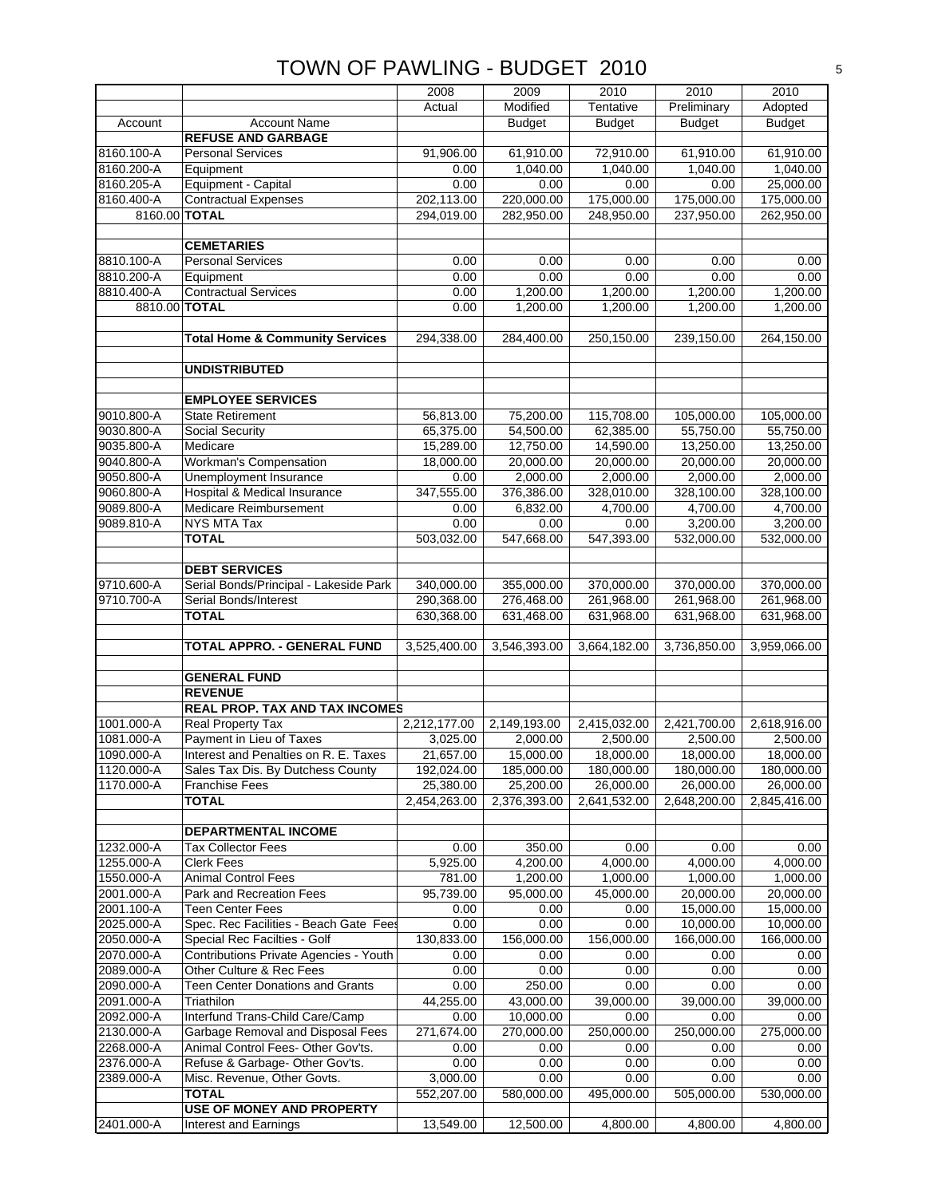# TOWN OF PAWLING - BUDGET 2010

| Account | Account Name | 2008 Actual | 2009 Modified Budget | 2010 Tentative Budget | 2010 Preliminary Budget | 2010 Adopted Budget |
|---|---|---|---|---|---|---|
| | **REFUSE AND GARBAGE** | | | | | |
| 8160.100-A | Personal Services | 91,906.00 | 61,910.00 | 72,910.00 | 61,910.00 | 61,910.00 |
| 8160.200-A | Equipment | 0.00 | 1,040.00 | 1,040.00 | 1,040.00 | 1,040.00 |
| 8160.205-A | Equipment - Capital | 0.00 | 0.00 | 0.00 | 0.00 | 25,000.00 |
| 8160.400-A | Contractual Expenses | 202,113.00 | 220,000.00 | 175,000.00 | 175,000.00 | 175,000.00 |
| 8160.00 | **TOTAL** | 294,019.00 | 282,950.00 | 248,950.00 | 237,950.00 | 262,950.00 |
| | | | | | | |
| | **CEMETARIES** | | | | | |
| 8810.100-A | Personal Services | 0.00 | 0.00 | 0.00 | 0.00 | 0.00 |
| 8810.200-A | Equipment | 0.00 | 0.00 | 0.00 | 0.00 | 0.00 |
| 8810.400-A | Contractual Services | 0.00 | 1,200.00 | 1,200.00 | 1,200.00 | 1,200.00 |
| 8810.00 | **TOTAL** | 0.00 | 1,200.00 | 1,200.00 | 1,200.00 | 1,200.00 |
| | | | | | | |
| | **Total Home & Community Services** | 294,338.00 | 284,400.00 | 250,150.00 | 239,150.00 | 264,150.00 |
| | | | | | | |
| | **UNDISTRIBUTED** | | | | | |
| | | | | | | |
| | **EMPLOYEE SERVICES** | | | | | |
| 9010.800-A | State Retirement | 56,813.00 | 75,200.00 | 115,708.00 | 105,000.00 | 105,000.00 |
| 9030.800-A | Social Security | 65,375.00 | 54,500.00 | 62,385.00 | 55,750.00 | 55,750.00 |
| 9035.800-A | Medicare | 15,289.00 | 12,750.00 | 14,590.00 | 13,250.00 | 13,250.00 |
| 9040.800-A | Workman's Compensation | 18,000.00 | 20,000.00 | 20,000.00 | 20,000.00 | 20,000.00 |
| 9050.800-A | Unemployment Insurance | 0.00 | 2,000.00 | 2,000.00 | 2,000.00 | 2,000.00 |
| 9060.800-A | Hospital & Medical Insurance | 347,555.00 | 376,386.00 | 328,010.00 | 328,100.00 | 328,100.00 |
| 9089.800-A | Medicare Reimbursement | 0.00 | 6,832.00 | 4,700.00 | 4,700.00 | 4,700.00 |
| 9089.810-A | NYS MTA Tax | 0.00 | 0.00 | 0.00 | 3,200.00 | 3,200.00 |
| | **TOTAL** | 503,032.00 | 547,668.00 | 547,393.00 | 532,000.00 | 532,000.00 |
| | | | | | | |
| | **DEBT SERVICES** | | | | | |
| 9710.600-A | Serial Bonds/Principal - Lakeside Park | 340,000.00 | 355,000.00 | 370,000.00 | 370,000.00 | 370,000.00 |
| 9710.700-A | Serial Bonds/Interest | 290,368.00 | 276,468.00 | 261,968.00 | 261,968.00 | 261,968.00 |
| | **TOTAL** | 630,368.00 | 631,468.00 | 631,968.00 | 631,968.00 | 631,968.00 |
| | | | | | | |
| | **TOTAL APPRO. - GENERAL FUND** | 3,525,400.00 | 3,546,393.00 | 3,664,182.00 | 3,736,850.00 | 3,959,066.00 |
| | | | | | | |
| | **GENERAL FUND** | | | | | |
| | **REVENUE** | | | | | |
| | **REAL PROP. TAX AND TAX INCOMES** | | | | | |
| 1001.000-A | Real Property Tax | 2,212,177.00 | 2,149,193.00 | 2,415,032.00 | 2,421,700.00 | 2,618,916.00 |
| 1081.000-A | Payment in Lieu of Taxes | 3,025.00 | 2,000.00 | 2,500.00 | 2,500.00 | 2,500.00 |
| 1090.000-A | Interest and Penalties on R. E. Taxes | 21,657.00 | 15,000.00 | 18,000.00 | 18,000.00 | 18,000.00 |
| 1120.000-A | Sales Tax Dis. By Dutchess County | 192,024.00 | 185,000.00 | 180,000.00 | 180,000.00 | 180,000.00 |
| 1170.000-A | Franchise Fees | 25,380.00 | 25,200.00 | 26,000.00 | 26,000.00 | 26,000.00 |
| | **TOTAL** | 2,454,263.00 | 2,376,393.00 | 2,641,532.00 | 2,648,200.00 | 2,845,416.00 |
| | | | | | | |
| | **DEPARTMENTAL INCOME** | | | | | |
| 1232.000-A | Tax Collector Fees | 0.00 | 350.00 | 0.00 | 0.00 | 0.00 |
| 1255.000-A | Clerk Fees | 5,925.00 | 4,200.00 | 4,000.00 | 4,000.00 | 4,000.00 |
| 1550.000-A | Animal Control Fees | 781.00 | 1,200.00 | 1,000.00 | 1,000.00 | 1,000.00 |
| 2001.000-A | Park and Recreation Fees | 95,739.00 | 95,000.00 | 45,000.00 | 20,000.00 | 20,000.00 |
| 2001.100-A | Teen Center Fees | 0.00 | 0.00 | 0.00 | 15,000.00 | 15,000.00 |
| 2025.000-A | Spec. Rec Facilities - Beach Gate Fees | 0.00 | 0.00 | 0.00 | 10,000.00 | 10,000.00 |
| 2050.000-A | Special Rec Facilties - Golf | 130,833.00 | 156,000.00 | 156,000.00 | 166,000.00 | 166,000.00 |
| 2070.000-A | Contributions Private Agencies - Youth | 0.00 | 0.00 | 0.00 | 0.00 | 0.00 |
| 2089.000-A | Other Culture & Rec Fees | 0.00 | 0.00 | 0.00 | 0.00 | 0.00 |
| 2090.000-A | Teen Center Donations and Grants | 0.00 | 250.00 | 0.00 | 0.00 | 0.00 |
| 2091.000-A | Triathilon | 44,255.00 | 43,000.00 | 39,000.00 | 39,000.00 | 39,000.00 |
| 2092.000-A | Interfund Trans-Child Care/Camp | 0.00 | 10,000.00 | 0.00 | 0.00 | 0.00 |
| 2130.000-A | Garbage Removal and Disposal Fees | 271,674.00 | 270,000.00 | 250,000.00 | 250,000.00 | 275,000.00 |
| 2268.000-A | Animal Control Fees- Other Gov'ts. | 0.00 | 0.00 | 0.00 | 0.00 | 0.00 |
| 2376.000-A | Refuse & Garbage- Other Gov'ts. | 0.00 | 0.00 | 0.00 | 0.00 | 0.00 |
| 2389.000-A | Misc. Revenue, Other Govts. | 3,000.00 | 0.00 | 0.00 | 0.00 | 0.00 |
| | **TOTAL** | 552,207.00 | 580,000.00 | 495,000.00 | 505,000.00 | 530,000.00 |
| | **USE OF MONEY AND PROPERTY** | | | | | |
| 2401.000-A | Interest and Earnings | 13,549.00 | 12,500.00 | 4,800.00 | 4,800.00 | 4,800.00 |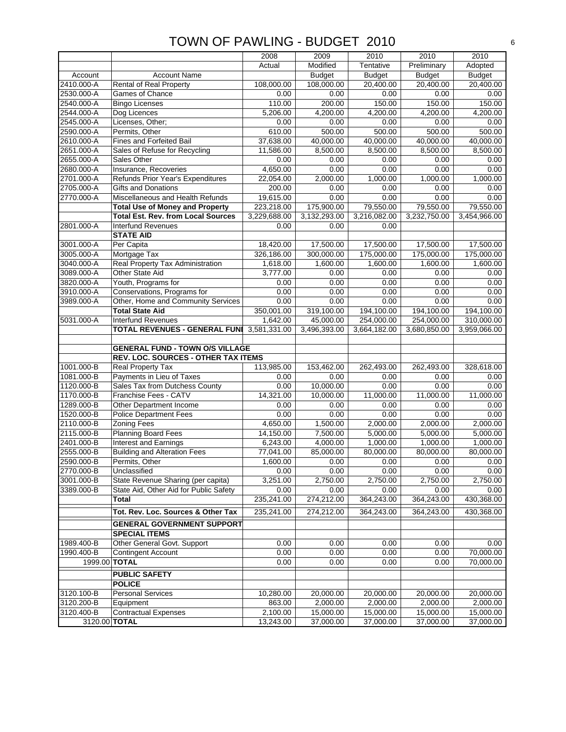# TOWN OF PAWLING - BUDGET 2010

| Account | Account Name | 2008 Actual | 2009 Modified Budget | 2010 Tentative Budget | 2010 Preliminary Budget | 2010 Adopted Budget |
|---|---|---|---|---|---|---|
| 2410.000-A | Rental of Real Property | 108,000.00 | 108,000.00 | 20,400.00 | 20,400.00 | 20,400.00 |
| 2530.000-A | Games of Chance | 0.00 | 0.00 | 0.00 | 0.00 | 0.00 |
| 2540.000-A | Bingo Licenses | 110.00 | 200.00 | 150.00 | 150.00 | 150.00 |
| 2544.000-A | Dog Licences | 5,206.00 | 4,200.00 | 4,200.00 | 4,200.00 | 4,200.00 |
| 2545.000-A | Licenses, Other; | 0.00 | 0.00 | 0.00 | 0.00 | 0.00 |
| 2590.000-A | Permits, Other | 610.00 | 500.00 | 500.00 | 500.00 | 500.00 |
| 2610.000-A | Fines and Forfeited Bail | 37,638.00 | 40,000.00 | 40,000.00 | 40,000.00 | 40,000.00 |
| 2651.000-A | Sales of Refuse for Recycling | 11,586.00 | 8,500.00 | 8,500.00 | 8,500.00 | 8,500.00 |
| 2655.000-A | Sales Other | 0.00 | 0.00 | 0.00 | 0.00 | 0.00 |
| 2680.000-A | Insurance, Recoveries | 4,650.00 | 0.00 | 0.00 | 0.00 | 0.00 |
| 2701.000-A | Refunds Prior Year's Expenditures | 22,054.00 | 2,000.00 | 1,000.00 | 1,000.00 | 1,000.00 |
| 2705.000-A | Gifts and Donations | 200.00 | 0.00 | 0.00 | 0.00 | 0.00 |
| 2770.000-A | Miscellaneous and Health Refunds | 19,615.00 | 0.00 | 0.00 | 0.00 | 0.00 |
| | **Total Use of Money and Property** | 223,218.00 | 175,900.00 | 79,550.00 | 79,550.00 | 79,550.00 |
| | **Total Est. Rev. from Local Sources** | 3,229,688.00 | 3,132,293.00 | 3,216,082.00 | 3,232,750.00 | 3,454,966.00 |
| 2801.000-A | Interfund Revenues | 0.00 | 0.00 | 0.00 | | |
| | **STATE AID** | | | | | |
| 3001.000-A | Per Capita | 18,420.00 | 17,500.00 | 17,500.00 | 17,500.00 | 17,500.00 |
| 3005.000-A | Mortgage Tax | 326,186.00 | 300,000.00 | 175,000.00 | 175,000.00 | 175,000.00 |
| 3040.000-A | Real Property Tax Administration | 1,618.00 | 1,600.00 | 1,600.00 | 1,600.00 | 1,600.00 |
| 3089.000-A | Other State Aid | 3,777.00 | 0.00 | 0.00 | 0.00 | 0.00 |
| 3820.000-A | Youth, Programs for | 0.00 | 0.00 | 0.00 | 0.00 | 0.00 |
| 3910.000-A | Conservations, Programs for | 0.00 | 0.00 | 0.00 | 0.00 | 0.00 |
| 3989.000-A | Other, Home and Community Services | 0.00 | 0.00 | 0.00 | 0.00 | 0.00 |
| | **Total State Aid** | 350,001.00 | 319,100.00 | 194,100.00 | 194,100.00 | 194,100.00 |
| 5031.000-A | Interfund Revenues | 1,642.00 | 45,000.00 | 254,000.00 | 254,000.00 | 310,000.00 |
| | **TOTAL REVENUES - GENERAL FUNI** | 3,581,331.00 | 3,496,393.00 | 3,664,182.00 | 3,680,850.00 | 3,959,066.00 |
| | | | | | | |
| | **GENERAL FUND - TOWN O/S VILLAGE** | | | | | |
| | **REV. LOC. SOURCES - OTHER TAX ITEMS** | | | | | |
| 1001.000-B | Real Property Tax | 113,985.00 | 153,462.00 | 262,493.00 | 262,493.00 | 328,618.00 |
| 1081.000-B | Payments in Lieu of Taxes | 0.00 | 0.00 | 0.00 | 0.00 | 0.00 |
| 1120.000-B | Sales Tax from Dutchess County | 0.00 | 10,000.00 | 0.00 | 0.00 | 0.00 |
| 1170.000-B | Franchise Fees - CATV | 14,321.00 | 10,000.00 | 11,000.00 | 11,000.00 | 11,000.00 |
| 1289.000-B | Other Department Income | 0.00 | 0.00 | 0.00 | 0.00 | 0.00 |
| 1520.000-B | Police Department Fees | 0.00 | 0.00 | 0.00 | 0.00 | 0.00 |
| 2110.000-B | Zoning Fees | 4,650.00 | 1,500.00 | 2,000.00 | 2,000.00 | 2,000.00 |
| 2115.000-B | Planning Board Fees | 14,150.00 | 7,500.00 | 5,000.00 | 5,000.00 | 5,000.00 |
| 2401.000-B | Interest and Earnings | 6,243.00 | 4,000.00 | 1,000.00 | 1,000.00 | 1,000.00 |
| 2555.000-B | Building and Alteration Fees | 77,041.00 | 85,000.00 | 80,000.00 | 80,000.00 | 80,000.00 |
| 2590.000-B | Permits, Other | 1,600.00 | 0.00 | 0.00 | 0.00 | 0.00 |
| 2770.000-B | Unclassified | 0.00 | 0.00 | 0.00 | 0.00 | 0.00 |
| 3001.000-B | State Revenue Sharing (per capita) | 3,251.00 | 2,750.00 | 2,750.00 | 2,750.00 | 2,750.00 |
| 3389.000-B | State Aid, Other Aid for Public Safety | 0.00 | 0.00 | 0.00 | 0.00 | 0.00 |
| | **Total** | 235,241.00 | 274,212.00 | 364,243.00 | 364,243.00 | 430,368.00 |
| | **Tot. Rev. Loc. Sources & Other Tax** | 235,241.00 | 274,212.00 | 364,243.00 | 364,243.00 | 430,368.00 |
| | **GENERAL GOVERNMENT SUPPORT** | | | | | |
| | **SPECIAL ITEMS** | | | | | |
| 1989.400-B | Other General Govt. Support | 0.00 | 0.00 | 0.00 | 0.00 | 0.00 |
| 1990.400-B | Contingent Account | 0.00 | 0.00 | 0.00 | 0.00 | 70,000.00 |
| 1999.00 | **TOTAL** | 0.00 | 0.00 | 0.00 | 0.00 | 70,000.00 |
| | **PUBLIC SAFETY** | | | | | |
| | **POLICE** | | | | | |
| 3120.100-B | Personal Services | 10,280.00 | 20,000.00 | 20,000.00 | 20,000.00 | 20,000.00 |
| 3120.200-B | Equipment | 863.00 | 2,000.00 | 2,000.00 | 2,000.00 | 2,000.00 |
| 3120.400-B | Contractual Expenses | 2,100.00 | 15,000.00 | 15,000.00 | 15,000.00 | 15,000.00 |
| 3120.00 | **TOTAL** | 13,243.00 | 37,000.00 | 37,000.00 | 37,000.00 | 37,000.00 |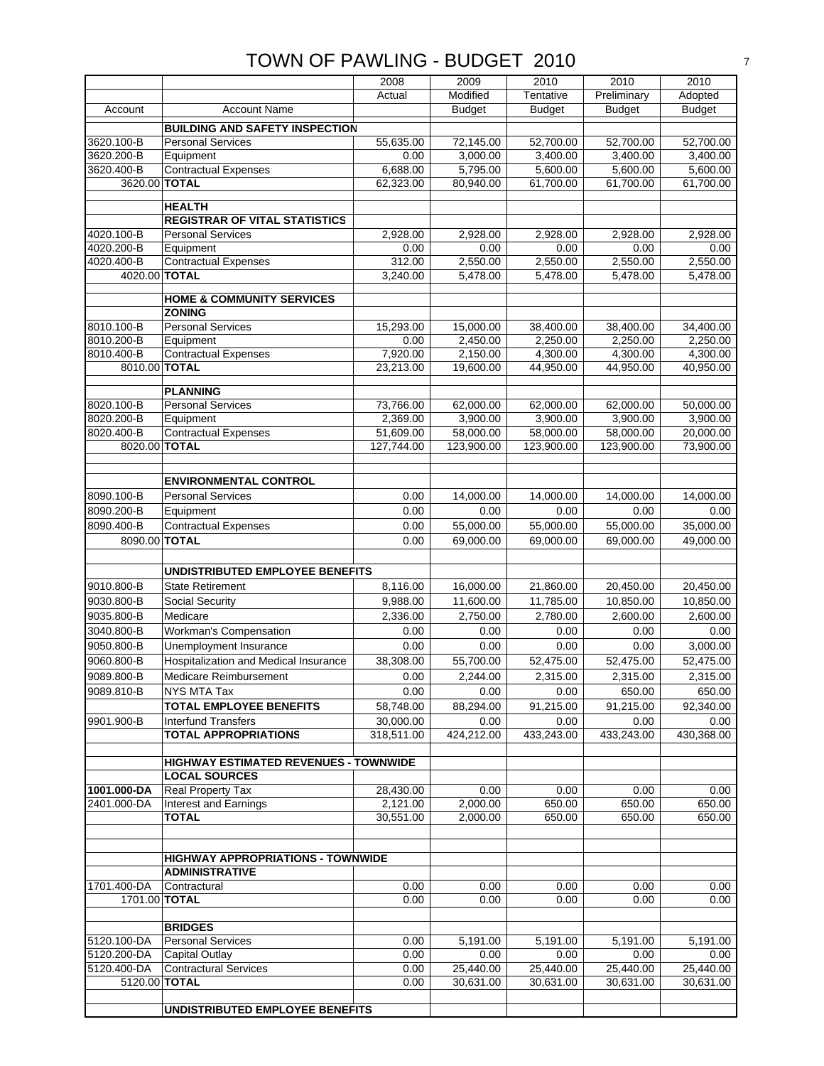# TOWN OF PAWLING - BUDGET 2010

| Account | Account Name | 2008 Actual | 2009 Modified Budget | 2010 Tentative Budget | 2010 Preliminary Budget | 2010 Adopted Budget |
|---|---|---|---|---|---|---|
| | **BUILDING AND SAFETY INSPECTION** | | | | | |
| 3620.100-B | Personal Services | 55,635.00 | 72,145.00 | 52,700.00 | 52,700.00 | 52,700.00 |
| 3620.200-B | Equipment | 0.00 | 3,000.00 | 3,400.00 | 3,400.00 | 3,400.00 |
| 3620.400-B | Contractual Expenses | 6,688.00 | 5,795.00 | 5,600.00 | 5,600.00 | 5,600.00 |
| 3620.00 | **TOTAL** | 62,323.00 | 80,940.00 | 61,700.00 | 61,700.00 | 61,700.00 |
| | **HEALTH** | | | | | |
| | **REGISTRAR OF VITAL STATISTICS** | | | | | |
| 4020.100-B | Personal Services | 2,928.00 | 2,928.00 | 2,928.00 | 2,928.00 | 2,928.00 |
| 4020.200-B | Equipment | 0.00 | 0.00 | 0.00 | 0.00 | 0.00 |
| 4020.400-B | Contractual Expenses | 312.00 | 2,550.00 | 2,550.00 | 2,550.00 | 2,550.00 |
| 4020.00 | **TOTAL** | 3,240.00 | 5,478.00 | 5,478.00 | 5,478.00 | 5,478.00 |
| | **HOME & COMMUNITY SERVICES** | | | | | |
| | **ZONING** | | | | | |
| 8010.100-B | Personal Services | 15,293.00 | 15,000.00 | 38,400.00 | 38,400.00 | 34,400.00 |
| 8010.200-B | Equipment | 0.00 | 2,450.00 | 2,250.00 | 2,250.00 | 2,250.00 |
| 8010.400-B | Contractual Expenses | 7,920.00 | 2,150.00 | 4,300.00 | 4,300.00 | 4,300.00 |
| 8010.00 | **TOTAL** | 23,213.00 | 19,600.00 | 44,950.00 | 44,950.00 | 40,950.00 |
| | **PLANNING** | | | | | |
| 8020.100-B | Personal Services | 73,766.00 | 62,000.00 | 62,000.00 | 62,000.00 | 50,000.00 |
| 8020.200-B | Equipment | 2,369.00 | 3,900.00 | 3,900.00 | 3,900.00 | 3,900.00 |
| 8020.400-B | Contractual Expenses | 51,609.00 | 58,000.00 | 58,000.00 | 58,000.00 | 20,000.00 |
| 8020.00 | **TOTAL** | 127,744.00 | 123,900.00 | 123,900.00 | 123,900.00 | 73,900.00 |
| | **ENVIRONMENTAL CONTROL** | | | | | |
| 8090.100-B | Personal Services | 0.00 | 14,000.00 | 14,000.00 | 14,000.00 | 14,000.00 |
| 8090.200-B | Equipment | 0.00 | 0.00 | 0.00 | 0.00 | 0.00 |
| 8090.400-B | Contractual Expenses | 0.00 | 55,000.00 | 55,000.00 | 55,000.00 | 35,000.00 |
| 8090.00 | **TOTAL** | 0.00 | 69,000.00 | 69,000.00 | 69,000.00 | 49,000.00 |
| | **UNDISTRIBUTED EMPLOYEE BENEFITS** | | | | | |
| 9010.800-B | State Retirement | 8,116.00 | 16,000.00 | 21,860.00 | 20,450.00 | 20,450.00 |
| 9030.800-B | Social Security | 9,988.00 | 11,600.00 | 11,785.00 | 10,850.00 | 10,850.00 |
| 9035.800-B | Medicare | 2,336.00 | 2,750.00 | 2,780.00 | 2,600.00 | 2,600.00 |
| 3040.800-B | Workman's Compensation | 0.00 | 0.00 | 0.00 | 0.00 | 0.00 |
| 9050.800-B | Unemployment Insurance | 0.00 | 0.00 | 0.00 | 0.00 | 3,000.00 |
| 9060.800-B | Hospitalization and Medical Insurance | 38,308.00 | 55,700.00 | 52,475.00 | 52,475.00 | 52,475.00 |
| 9089.800-B | Medicare Reimbursement | 0.00 | 2,244.00 | 2,315.00 | 2,315.00 | 2,315.00 |
| 9089.810-B | NYS MTA Tax | 0.00 | 0.00 | 0.00 | 650.00 | 650.00 |
| | **TOTAL EMPLOYEE BENEFITS** | 58,748.00 | 88,294.00 | 91,215.00 | 91,215.00 | 92,340.00 |
| 9901.900-B | Interfund Transfers | 30,000.00 | 0.00 | 0.00 | 0.00 | 0.00 |
| | **TOTAL APPROPRIATIONS** | 318,511.00 | 424,212.00 | 433,243.00 | 433,243.00 | 430,368.00 |
| | **HIGHWAY ESTIMATED REVENUES - TOWNWIDE** | | | | | |
| | **LOCAL SOURCES** | | | | | |
| **1001.000-DA** | Real Property Tax | 28,430.00 | 0.00 | 0.00 | 0.00 | 0.00 |
| 2401.000-DA | Interest and Earnings | 2,121.00 | 2,000.00 | 650.00 | 650.00 | 650.00 |
| | **TOTAL** | 30,551.00 | 2,000.00 | 650.00 | 650.00 | 650.00 |
| | **HIGHWAY APPROPRIATIONS - TOWNWIDE** | | | | | |
| | **ADMINISTRATIVE** | | | | | |
| 1701.400-DA | Contractural | 0.00 | 0.00 | 0.00 | 0.00 | 0.00 |
| 1701.00 | **TOTAL** | 0.00 | 0.00 | 0.00 | 0.00 | 0.00 |
| | **BRIDGES** | | | | | |
| 5120.100-DA | Personal Services | 0.00 | 5,191.00 | 5,191.00 | 5,191.00 | 5,191.00 |
| 5120.200-DA | Capital Outlay | 0.00 | 0.00 | 0.00 | 0.00 | 0.00 |
| 5120.400-DA | Contractural Services | 0.00 | 25,440.00 | 25,440.00 | 25,440.00 | 25,440.00 |
| 5120.00 | **TOTAL** | 0.00 | 30,631.00 | 30,631.00 | 30,631.00 | 30,631.00 |
| | **UNDISTRIBUTED EMPLOYEE BENEFITS** | | | | | |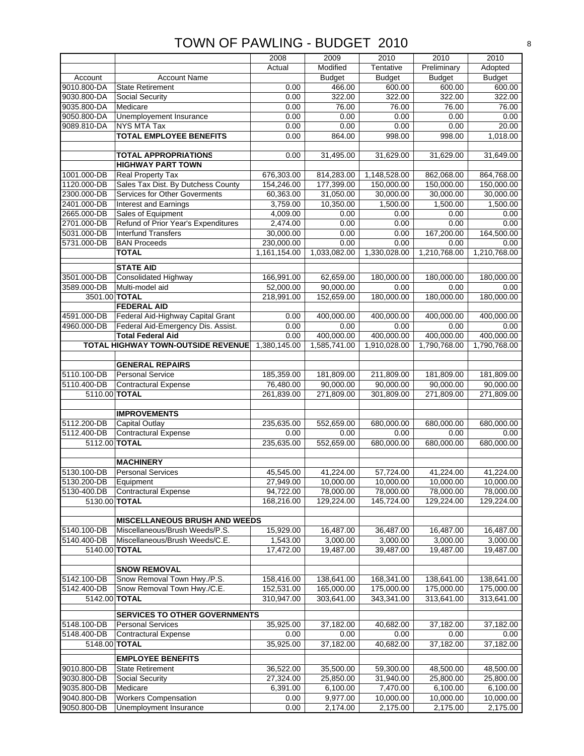# TOWN OF PAWLING - BUDGET 2010

| Account | Account Name | 2008 Actual | 2009 Modified Budget | 2010 Tentative Budget | 2010 Preliminary Budget | 2010 Adopted Budget |
|---|---|---|---|---|---|---|
| 9010.800-DA | State Retirement | 0.00 | 466.00 | 600.00 | 600.00 | 600.00 |
| 9030.800-DA | Social Security | 0.00 | 322.00 | 322.00 | 322.00 | 322.00 |
| 9035.800-DA | Medicare | 0.00 | 76.00 | 76.00 | 76.00 | 76.00 |
| 9050.800-DA | Unemployement Insurance | 0.00 | 0.00 | 0.00 | 0.00 | 0.00 |
| 9089.810-DA | NYS MTA Tax | 0.00 | 0.00 | 0.00 | 0.00 | 20.00 |
| | **TOTAL EMPLOYEE BENEFITS** | 0.00 | 864.00 | 998.00 | 998.00 | 1,018.00 |
| | | | | | | |
| | **TOTAL APPROPRIATIONS** | 0.00 | 31,495.00 | 31,629.00 | 31,629.00 | 31,649.00 |
| | **HIGHWAY PART TOWN** | | | | | |
| 1001.000-DB | Real Property Tax | 676,303.00 | 814,283.00 | 1,148,528.00 | 862,068.00 | 864,768.00 |
| 1120.000-DB | Sales Tax Dist. By Dutchess County | 154,246.00 | 177,399.00 | 150,000.00 | 150,000.00 | 150,000.00 |
| 2300.000-DB | Services for Other Goverments | 60,363.00 | 31,050.00 | 30,000.00 | 30,000.00 | 30,000.00 |
| 2401.000-DB | Interest and Earnings | 3,759.00 | 10,350.00 | 1,500.00 | 1,500.00 | 1,500.00 |
| 2665.000-DB | Sales of Equipment | 4,009.00 | 0.00 | 0.00 | 0.00 | 0.00 |
| 2701.000-DB | Refund of Prior Year's Expenditures | 2,474.00 | 0.00 | 0.00 | 0.00 | 0.00 |
| 5031.000-DB | Interfund Transfers | 30,000.00 | 0.00 | 0.00 | 167,200.00 | 164,500.00 |
| 5731.000-DB | BAN Proceeds | 230,000.00 | 0.00 | 0.00 | 0.00 | 0.00 |
| | **TOTAL** | 1,161,154.00 | 1,033,082.00 | 1,330,028.00 | 1,210,768.00 | 1,210,768.00 |
| | | | | | | |
| | **STATE AID** | | | | | |
| 3501.000-DB | Consolidated Highway | 166,991.00 | 62,659.00 | 180,000.00 | 180,000.00 | 180,000.00 |
| 3589.000-DB | Multi-model aid | 52,000.00 | 90,000.00 | 0.00 | 0.00 | 0.00 |
| 3501.00 | **TOTAL** | 218,991.00 | 152,659.00 | 180,000.00 | 180,000.00 | 180,000.00 |
| | **FEDERAL AID** | | | | | |
| 4591.000-DB | Federal Aid-Highway Capital Grant | 0.00 | 400,000.00 | 400,000.00 | 400,000.00 | 400,000.00 |
| 4960.000-DB | Federal Aid-Emergency Dis. Assist. | 0.00 | 0.00 | 0.00 | 0.00 | 0.00 |
| | **Total Federal Aid** | 0.00 | 400,000.00 | 400,000.00 | 400,000.00 | 400,000.00 |
| | **TOTAL HIGHWAY TOWN-OUTSIDE REVENUE** | 1,380,145.00 | 1,585,741.00 | 1,910,028.00 | 1,790,768.00 | 1,790,768.00 |
| | | | | | | |
| | **GENERAL REPAIRS** | | | | | |
| 5110.100-DB | Personal Service | 185,359.00 | 181,809.00 | 211,809.00 | 181,809.00 | 181,809.00 |
| 5110.400-DB | Contractural Expense | 76,480.00 | 90,000.00 | 90,000.00 | 90,000.00 | 90,000.00 |
| 5110.00 | **TOTAL** | 261,839.00 | 271,809.00 | 301,809.00 | 271,809.00 | 271,809.00 |
| | | | | | | |
| | **IMPROVEMENTS** | | | | | |
| 5112.200-DB | Capital Outlay | 235,635.00 | 552,659.00 | 680,000.00 | 680,000.00 | 680,000.00 |
| 5112.400-DB | Contractural Expense | 0.00 | 0.00 | 0.00 | 0.00 | 0.00 |
| 5112.00 | **TOTAL** | 235,635.00 | 552,659.00 | 680,000.00 | 680,000.00 | 680,000.00 |
| | | | | | | |
| | **MACHINERY** | | | | | |
| 5130.100-DB | Personal Services | 45,545.00 | 41,224.00 | 57,724.00 | 41,224.00 | 41,224.00 |
| 5130.200-DB | Equipment | 27,949.00 | 10,000.00 | 10,000.00 | 10,000.00 | 10,000.00 |
| 5130-400.DB | Contractural Expense | 94,722.00 | 78,000.00 | 78,000.00 | 78,000.00 | 78,000.00 |
| 5130.00 | **TOTAL** | 168,216.00 | 129,224.00 | 145,724.00 | 129,224.00 | 129,224.00 |
| | | | | | | |
| | **MISCELLANEOUS BRUSH AND WEEDS** | | | | | |
| 5140.100-DB | Miscellaneous/Brush Weeds/P.S. | 15,929.00 | 16,487.00 | 36,487.00 | 16,487.00 | 16,487.00 |
| 5140.400-DB | Miscellaneous/Brush Weeds/C.E. | 1,543.00 | 3,000.00 | 3,000.00 | 3,000.00 | 3,000.00 |
| 5140.00 | **TOTAL** | 17,472.00 | 19,487.00 | 39,487.00 | 19,487.00 | 19,487.00 |
| | | | | | | |
| | **SNOW REMOVAL** | | | | | |
| 5142.100-DB | Snow Removal Town Hwy./P.S. | 158,416.00 | 138,641.00 | 168,341.00 | 138,641.00 | 138,641.00 |
| 5142.400-DB | Snow Removal Town Hwy./C.E. | 152,531.00 | 165,000.00 | 175,000.00 | 175,000.00 | 175,000.00 |
| 5142.00 | **TOTAL** | 310,947.00 | 303,641.00 | 343,341.00 | 313,641.00 | 313,641.00 |
| | | | | | | |
| | **SERVICES TO OTHER GOVERNMENTS** | | | | | |
| 5148.100-DB | Personal Services | 35,925.00 | 37,182.00 | 40,682.00 | 37,182.00 | 37,182.00 |
| 5148.400-DB | Contractural Expense | 0.00 | 0.00 | 0.00 | 0.00 | 0.00 |
| 5148.00 | **TOTAL** | 35,925.00 | 37,182.00 | 40,682.00 | 37,182.00 | 37,182.00 |
| | | | | | | |
| | **EMPLOYEE BENEFITS** | | | | | |
| 9010.800-DB | State Retirement | 36,522.00 | 35,500.00 | 59,300.00 | 48,500.00 | 48,500.00 |
| 9030.800-DB | Social Security | 27,324.00 | 25,850.00 | 31,940.00 | 25,800.00 | 25,800.00 |
| 9035.800-DB | Medicare | 6,391.00 | 6,100.00 | 7,470.00 | 6,100.00 | 6,100.00 |
| 9040.800-DB | Workers Compensation | 0.00 | 9,977.00 | 10,000.00 | 10,000.00 | 10,000.00 |
| 9050.800-DB | Unemployment Insurance | 0.00 | 2,174.00 | 2,175.00 | 2,175.00 | 2,175.00 |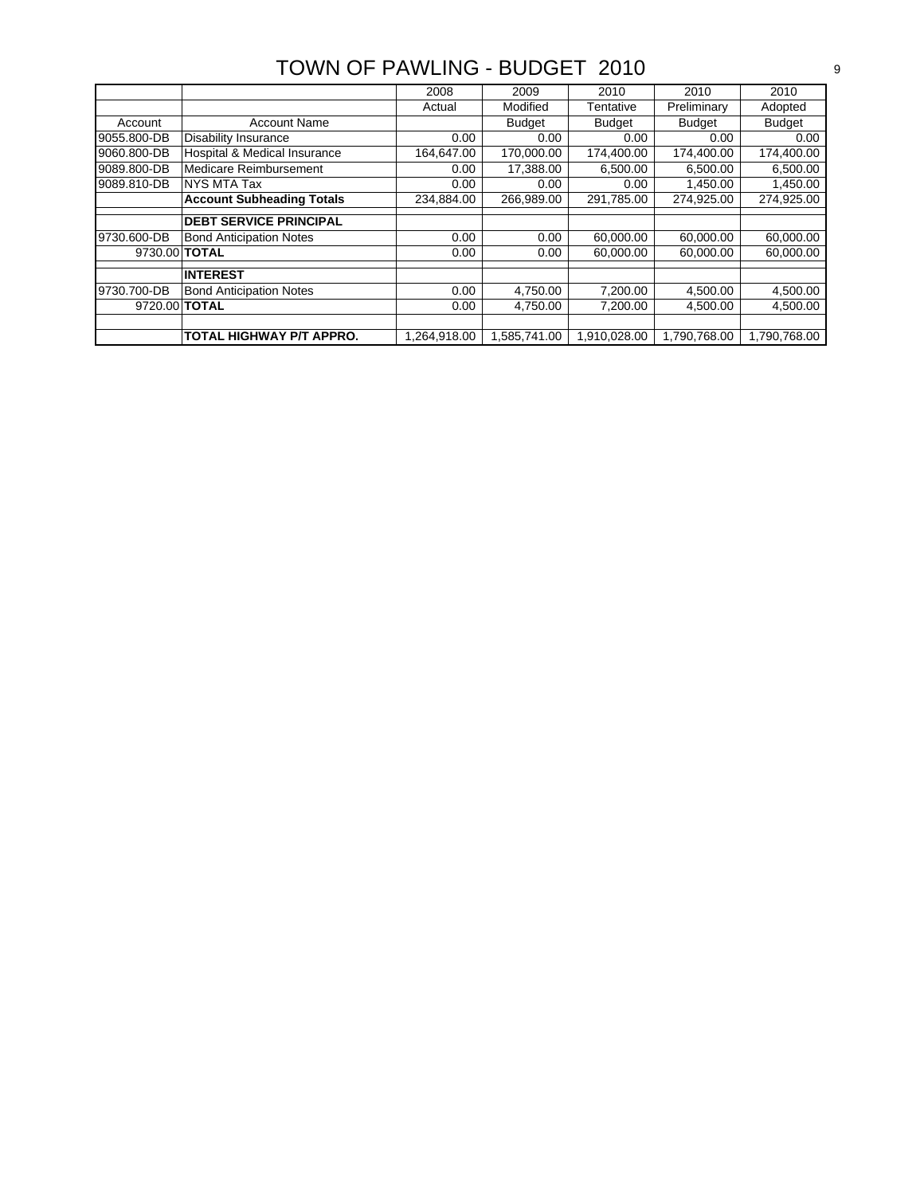# TOWN OF PAWLING - BUDGET 2010

| | | 2008 | 2009 | 2010 | 2010 | 2010 |
|---|---|---|---|---|---|---|
| | | Actual | Modified | Tentative | Preliminary | Adopted |
| Account | Account Name | | Budget | Budget | Budget | Budget |
| 9055.800-DB | Disability Insurance | 0.00 | 0.00 | 0.00 | 0.00 | 0.00 |
| 9060.800-DB | Hospital & Medical Insurance | 164,647.00 | 170,000.00 | 174,400.00 | 174,400.00 | 174,400.00 |
| 9089.800-DB | Medicare Reimbursement | 0.00 | 17,388.00 | 6,500.00 | 6,500.00 | 6,500.00 |
| 9089.810-DB | NYS MTA Tax | 0.00 | 0.00 | 0.00 | 1,450.00 | 1,450.00 |
| | **Account Subheading Totals** | 234,884.00 | 266,989.00 | 291,785.00 | 274,925.00 | 274,925.00 |
| | | | | | | |
| | **DEBT SERVICE PRINCIPAL** | | | | | |
| 9730.600-DB | Bond Anticipation Notes | 0.00 | 0.00 | 60,000.00 | 60,000.00 | 60,000.00 |
| 9730.00 | **TOTAL** | 0.00 | 0.00 | 60,000.00 | 60,000.00 | 60,000.00 |
| | | | | | | |
| | **INTEREST** | | | | | |
| 9730.700-DB | Bond Anticipation Notes | 0.00 | 4,750.00 | 7,200.00 | 4,500.00 | 4,500.00 |
| 9720.00 | **TOTAL** | 0.00 | 4,750.00 | 7,200.00 | 4,500.00 | 4,500.00 |
| | | | | | | |
| | **TOTAL HIGHWAY P/T APPRO.** | 1,264,918.00 | 1,585,741.00 | 1,910,028.00 | 1,790,768.00 | 1,790,768.00 |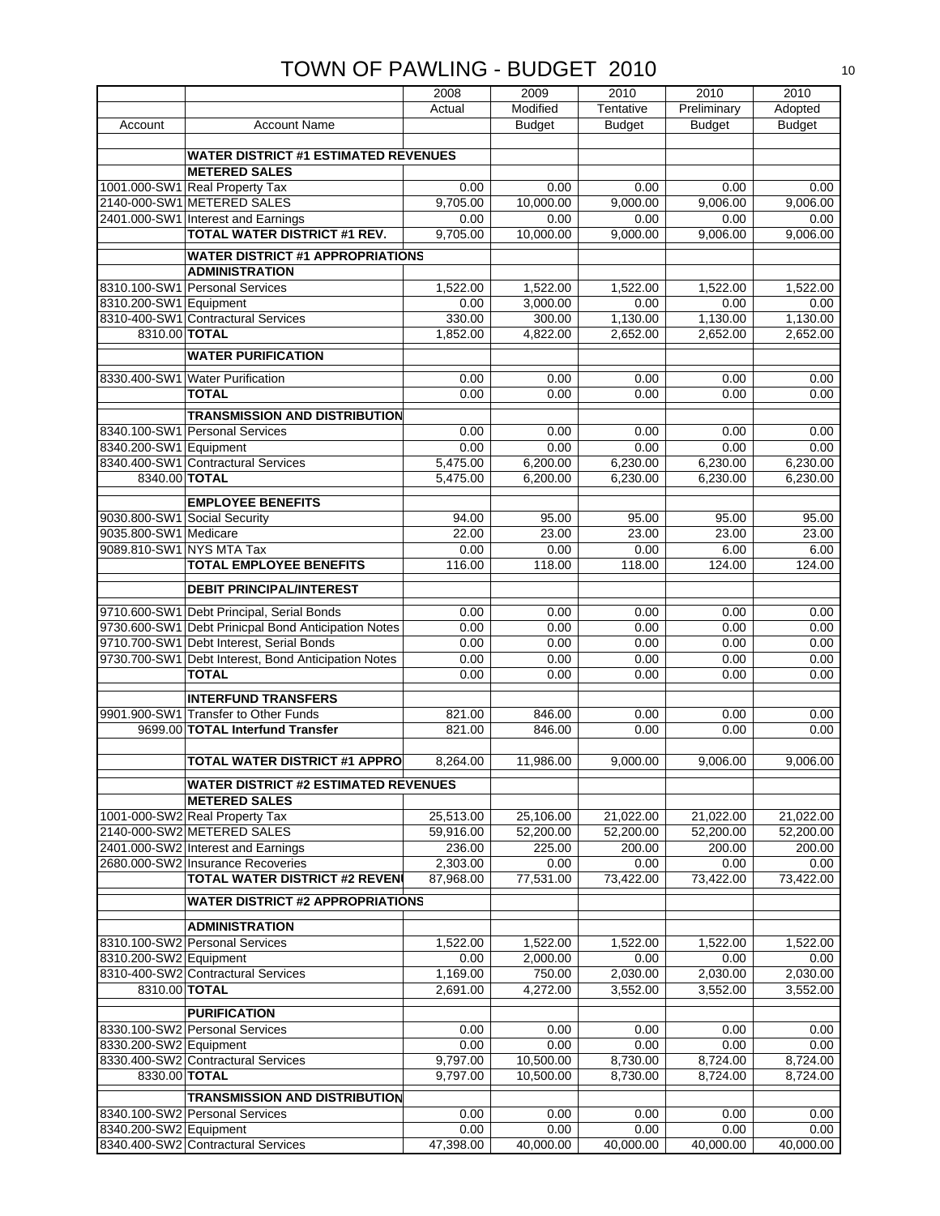# TOWN OF PAWLING - BUDGET 2010

| Account | Account Name | 2008 Actual | 2009 Modified Budget | 2010 Tentative Budget | 2010 Preliminary Budget | 2010 Adopted Budget |
|---|---|---|---|---|---|---|
| | **WATER DISTRICT #1 ESTIMATED REVENUES** | | | | | |
| | **METERED SALES** | | | | | |
| 1001.000-SW1 | Real Property Tax | 0.00 | 0.00 | 0.00 | 0.00 | 0.00 |
| 2140-000-SW1 | METERED SALES | 9,705.00 | 10,000.00 | 9,000.00 | 9,006.00 | 9,006.00 |
| 2401.000-SW1 | Interest and Earnings | 0.00 | 0.00 | 0.00 | 0.00 | 0.00 |
| | **TOTAL WATER DISTRICT #1 REV.** | 9,705.00 | 10,000.00 | 9,000.00 | 9,006.00 | 9,006.00 |
| | **WATER DISTRICT #1 APPROPRIATIONS** | | | | | |
| | **ADMINISTRATION** | | | | | |
| 8310.100-SW1 | Personal Services | 1,522.00 | 1,522.00 | 1,522.00 | 1,522.00 | 1,522.00 |
| 8310.200-SW1 | Equipment | 0.00 | 3,000.00 | 0.00 | 0.00 | 0.00 |
| 8310-400-SW1 | Contractural Services | 330.00 | 300.00 | 1,130.00 | 1,130.00 | 1,130.00 |
| 8310.00 | **TOTAL** | 1,852.00 | 4,822.00 | 2,652.00 | 2,652.00 | 2,652.00 |
| | **WATER PURIFICATION** | | | | | |
| 8330.400-SW1 | Water Purification | 0.00 | 0.00 | 0.00 | 0.00 | 0.00 |
| | **TOTAL** | 0.00 | 0.00 | 0.00 | 0.00 | 0.00 |
| | **TRANSMISSION AND DISTRIBUTION** | | | | | |
| 8340.100-SW1 | Personal Services | 0.00 | 0.00 | 0.00 | 0.00 | 0.00 |
| 8340.200-SW1 | Equipment | 0.00 | 0.00 | 0.00 | 0.00 | 0.00 |
| 8340.400-SW1 | Contractural Services | 5,475.00 | 6,200.00 | 6,230.00 | 6,230.00 | 6,230.00 |
| 8340.00 | **TOTAL** | 5,475.00 | 6,200.00 | 6,230.00 | 6,230.00 | 6,230.00 |
| | **EMPLOYEE BENEFITS** | | | | | |
| 9030.800-SW1 | Social Security | 94.00 | 95.00 | 95.00 | 95.00 | 95.00 |
| 9035.800-SW1 | Medicare | 22.00 | 23.00 | 23.00 | 23.00 | 23.00 |
| 9089.810-SW1 | NYS MTA Tax | 0.00 | 0.00 | 0.00 | 6.00 | 6.00 |
| | **TOTAL EMPLOYEE BENEFITS** | 116.00 | 118.00 | 118.00 | 124.00 | 124.00 |
| | **DEBIT PRINCIPAL/INTEREST** | | | | | |
| 9710.600-SW1 | Debt Principal, Serial Bonds | 0.00 | 0.00 | 0.00 | 0.00 | 0.00 |
| 9730.600-SW1 | Debt Prinicpal Bond Anticipation Notes | 0.00 | 0.00 | 0.00 | 0.00 | 0.00 |
| 9710.700-SW1 | Debt Interest, Serial Bonds | 0.00 | 0.00 | 0.00 | 0.00 | 0.00 |
| 9730.700-SW1 | Debt Interest, Bond Anticipation Notes | 0.00 | 0.00 | 0.00 | 0.00 | 0.00 |
| | **TOTAL** | 0.00 | 0.00 | 0.00 | 0.00 | 0.00 |
| | **INTERFUND TRANSFERS** | | | | | |
| 9901.900-SW1 | Transfer to Other Funds | 821.00 | 846.00 | 0.00 | 0.00 | 0.00 |
| 9699.00 | **TOTAL Interfund Transfer** | 821.00 | 846.00 | 0.00 | 0.00 | 0.00 |
| | **TOTAL WATER DISTRICT #1 APPRO** | 8,264.00 | 11,986.00 | 9,000.00 | 9,006.00 | 9,006.00 |
| | **WATER DISTRICT #2 ESTIMATED REVENUES** | | | | | |
| | **METERED SALES** | | | | | |
| 1001-000-SW2 | Real Property Tax | 25,513.00 | 25,106.00 | 21,022.00 | 21,022.00 | 21,022.00 |
| 2140-000-SW2 | METERED SALES | 59,916.00 | 52,200.00 | 52,200.00 | 52,200.00 | 52,200.00 |
| 2401.000-SW2 | Interest and Earnings | 236.00 | 225.00 | 200.00 | 200.00 | 200.00 |
| 2680.000-SW2 | Insurance Recoveries | 2,303.00 | 0.00 | 0.00 | 0.00 | 0.00 |
| | **TOTAL WATER DISTRICT #2 REVEN** | 87,968.00 | 77,531.00 | 73,422.00 | 73,422.00 | 73,422.00 |
| | **WATER DISTRICT #2 APPROPRIATIONS** | | | | | |
| | **ADMINISTRATION** | | | | | |
| 8310.100-SW2 | Personal Services | 1,522.00 | 1,522.00 | 1,522.00 | 1,522.00 | 1,522.00 |
| 8310.200-SW2 | Equipment | 0.00 | 2,000.00 | 0.00 | 0.00 | 0.00 |
| 8310-400-SW2 | Contractural Services | 1,169.00 | 750.00 | 2,030.00 | 2,030.00 | 2,030.00 |
| 8310.00 | **TOTAL** | 2,691.00 | 4,272.00 | 3,552.00 | 3,552.00 | 3,552.00 |
| | **PURIFICATION** | | | | | |
| 8330.100-SW2 | Personal Services | 0.00 | 0.00 | 0.00 | 0.00 | 0.00 |
| 8330.200-SW2 | Equipment | 0.00 | 0.00 | 0.00 | 0.00 | 0.00 |
| 8330.400-SW2 | Contractural Services | 9,797.00 | 10,500.00 | 8,730.00 | 8,724.00 | 8,724.00 |
| 8330.00 | **TOTAL** | 9,797.00 | 10,500.00 | 8,730.00 | 8,724.00 | 8,724.00 |
| | **TRANSMISSION AND DISTRIBUTION** | | | | | |
| 8340.100-SW2 | Personal Services | 0.00 | 0.00 | 0.00 | 0.00 | 0.00 |
| 8340.200-SW2 | Equipment | 0.00 | 0.00 | 0.00 | 0.00 | 0.00 |
| 8340.400-SW2 | Contractural Services | 47,398.00 | 40,000.00 | 40,000.00 | 40,000.00 | 40,000.00 |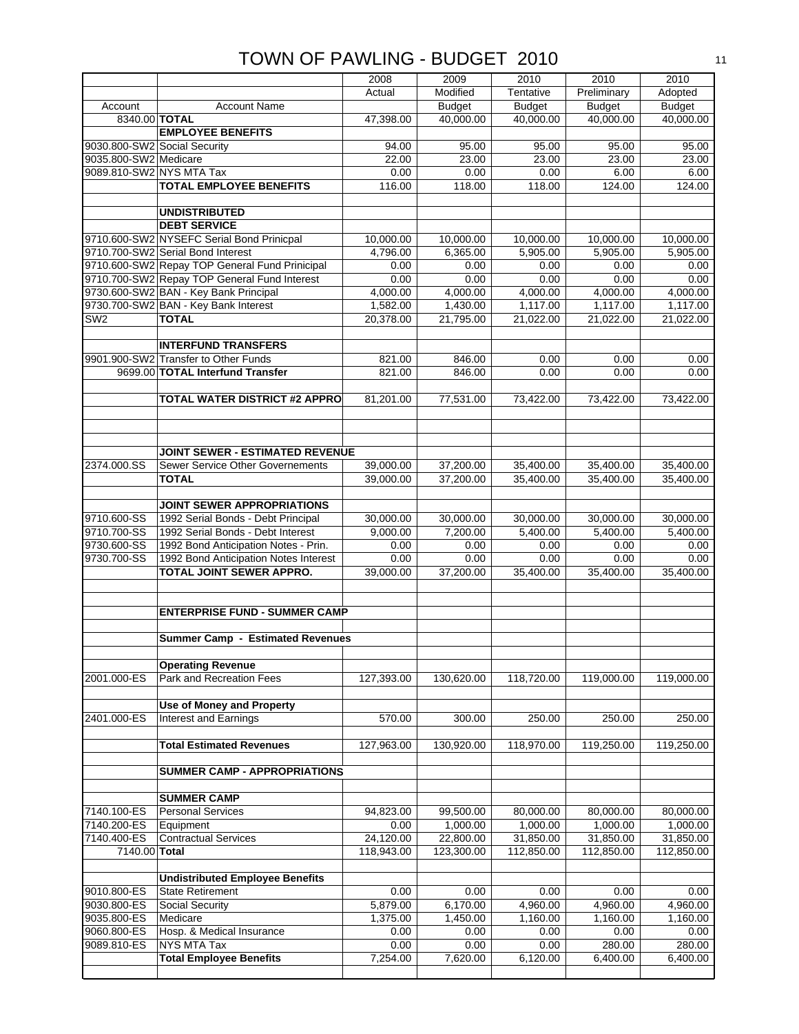# TOWN OF PAWLING - BUDGET 2010

| Account | Account Name | 2008 Actual | 2009 Modified Budget | 2010 Tentative Budget | 2010 Preliminary Budget | 2010 Adopted Budget |
|---|---|---|---|---|---|---|
| 8340.00 | **TOTAL** | 47,398.00 | 40,000.00 | 40,000.00 | 40,000.00 | 40,000.00 |
| | **EMPLOYEE BENEFITS** | | | | | |
| 9030.800-SW2 | Social Security | 94.00 | 95.00 | 95.00 | 95.00 | 95.00 |
| 9035.800-SW2 | Medicare | 22.00 | 23.00 | 23.00 | 23.00 | 23.00 |
| 9089.810-SW2 | NYS MTA Tax | 0.00 | 0.00 | 0.00 | 6.00 | 6.00 |
| | **TOTAL EMPLOYEE BENEFITS** | 116.00 | 118.00 | 118.00 | 124.00 | 124.00 |
| | | | | | | |
| | **UNDISTRIBUTED** | | | | | |
| | **DEBT SERVICE** | | | | | |
| 9710.600-SW2 | NYSEFC Serial Bond Prinicpal | 10,000.00 | 10,000.00 | 10,000.00 | 10,000.00 | 10,000.00 |
| 9710.700-SW2 | Serial Bond Interest | 4,796.00 | 6,365.00 | 5,905.00 | 5,905.00 | 5,905.00 |
| 9710.600-SW2 | Repay TOP General Fund Prinicipal | 0.00 | 0.00 | 0.00 | 0.00 | 0.00 |
| 9710.700-SW2 | Repay TOP General Fund Interest | 0.00 | 0.00 | 0.00 | 0.00 | 0.00 |
| 9730.600-SW2 | BAN - Key Bank Principal | 4,000.00 | 4,000.00 | 4,000.00 | 4,000.00 | 4,000.00 |
| 9730.700-SW2 | BAN - Key Bank Interest | 1,582.00 | 1,430.00 | 1,117.00 | 1,117.00 | 1,117.00 |
| SW2 | **TOTAL** | 20,378.00 | 21,795.00 | 21,022.00 | 21,022.00 | 21,022.00 |
| | | | | | | |
| | **INTERFUND TRANSFERS** | | | | | |
| 9901.900-SW2 | Transfer to Other Funds | 821.00 | 846.00 | 0.00 | 0.00 | 0.00 |
| 9699.00 | **TOTAL Interfund Transfer** | 821.00 | 846.00 | 0.00 | 0.00 | 0.00 |
| | | | | | | |
| | **TOTAL WATER DISTRICT #2 APPRO** | 81,201.00 | 77,531.00 | 73,422.00 | 73,422.00 | 73,422.00 |
| | | | | | | |
| | **JOINT SEWER - ESTIMATED REVENUE** | | | | | |
| 2374.000.SS | Sewer Service Other Governements | 39,000.00 | 37,200.00 | 35,400.00 | 35,400.00 | 35,400.00 |
| | **TOTAL** | 39,000.00 | 37,200.00 | 35,400.00 | 35,400.00 | 35,400.00 |
| | | | | | | |
| | **JOINT SEWER APPROPRIATIONS** | | | | | |
| 9710.600-SS | 1992 Serial Bonds - Debt Principal | 30,000.00 | 30,000.00 | 30,000.00 | 30,000.00 | 30,000.00 |
| 9710.700-SS | 1992 Serial Bonds - Debt Interest | 9,000.00 | 7,200.00 | 5,400.00 | 5,400.00 | 5,400.00 |
| 9730.600-SS | 1992 Bond Anticipation Notes - Prin. | 0.00 | 0.00 | 0.00 | 0.00 | 0.00 |
| 9730.700-SS | 1992 Bond Anticipation Notes Interest | 0.00 | 0.00 | 0.00 | 0.00 | 0.00 |
| | **TOTAL JOINT SEWER APPRO.** | 39,000.00 | 37,200.00 | 35,400.00 | 35,400.00 | 35,400.00 |
| | | | | | | |
| | **ENTERPRISE FUND - SUMMER CAMP** | | | | | |
| | | | | | | |
| | **Summer Camp - Estimated Revenues** | | | | | |
| | | | | | | |
| | **Operating Revenue** | | | | | |
| 2001.000-ES | Park and Recreation Fees | 127,393.00 | 130,620.00 | 118,720.00 | 119,000.00 | 119,000.00 |
| | | | | | | |
| | **Use of Money and Property** | | | | | |
| 2401.000-ES | Interest and Earnings | 570.00 | 300.00 | 250.00 | 250.00 | 250.00 |
| | | | | | | |
| | **Total Estimated Revenues** | 127,963.00 | 130,920.00 | 118,970.00 | 119,250.00 | 119,250.00 |
| | | | | | | |
| | **SUMMER CAMP - APPROPRIATIONS** | | | | | |
| | | | | | | |
| | **SUMMER CAMP** | | | | | |
| 7140.100-ES | Personal Services | 94,823.00 | 99,500.00 | 80,000.00 | 80,000.00 | 80,000.00 |
| 7140.200-ES | Equipment | 0.00 | 1,000.00 | 1,000.00 | 1,000.00 | 1,000.00 |
| 7140.400-ES | Contractual Services | 24,120.00 | 22,800.00 | 31,850.00 | 31,850.00 | 31,850.00 |
| 7140.00 | **Total** | 118,943.00 | 123,300.00 | 112,850.00 | 112,850.00 | 112,850.00 |
| | | | | | | |
| | **Undistributed Employee Benefits** | | | | | |
| 9010.800-ES | State Retirement | 0.00 | 0.00 | 0.00 | 0.00 | 0.00 |
| 9030.800-ES | Social Security | 5,879.00 | 6,170.00 | 4,960.00 | 4,960.00 | 4,960.00 |
| 9035.800-ES | Medicare | 1,375.00 | 1,450.00 | 1,160.00 | 1,160.00 | 1,160.00 |
| 9060.800-ES | Hosp. & Medical Insurance | 0.00 | 0.00 | 0.00 | 0.00 | 0.00 |
| 9089.810-ES | NYS MTA Tax | 0.00 | 0.00 | 0.00 | 280.00 | 280.00 |
| | **Total Employee Benefits** | 7,254.00 | 7,620.00 | 6,120.00 | 6,400.00 | 6,400.00 |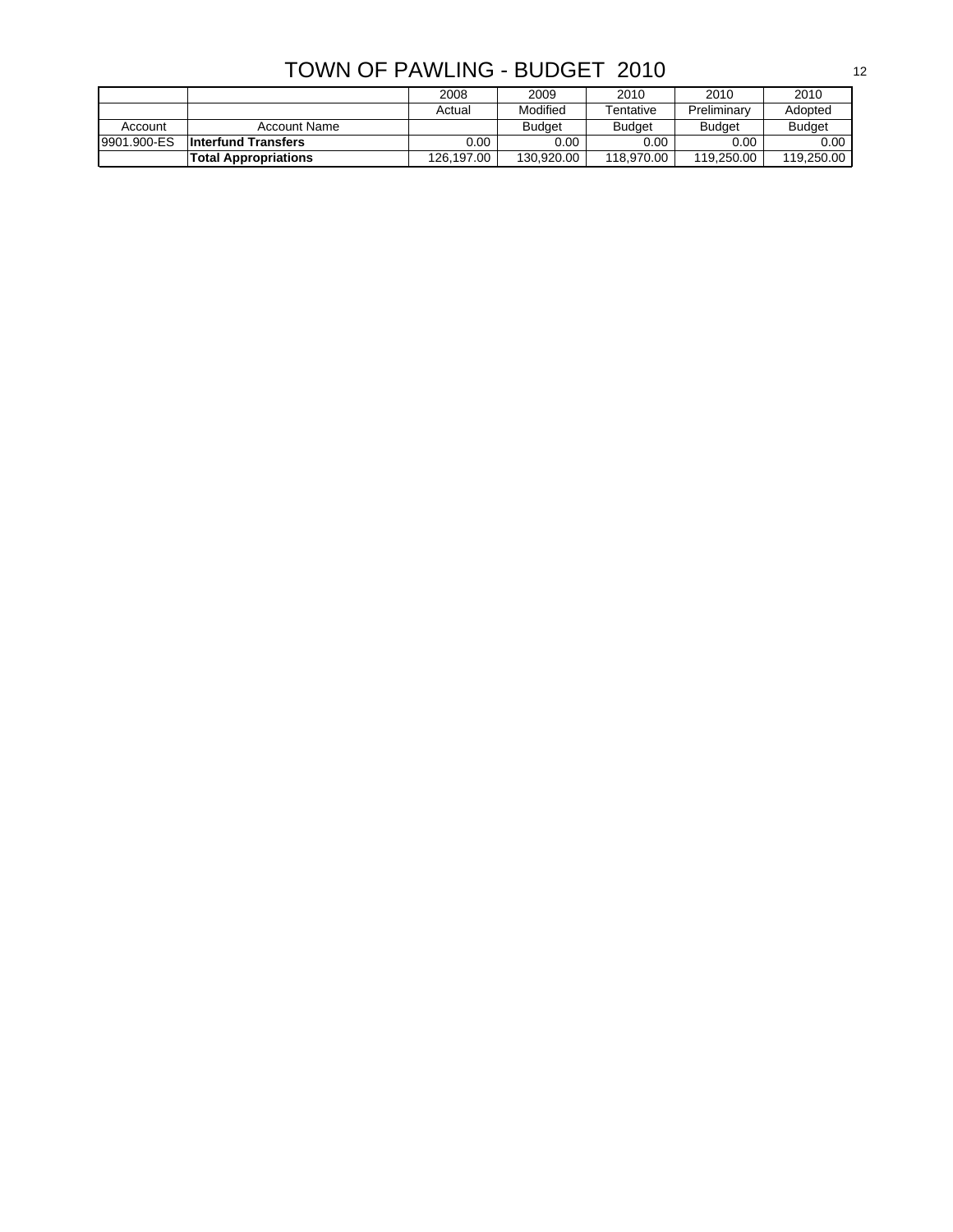# TOWN OF PAWLING - BUDGET 2010

| | | 2008 | 2009 | 2010 | 2010 | 2010 |
|---|---|---|---|---|---|---|
| | | Actual | Modified | Tentative | Preliminary | Adopted |
| Account | Account Name | | Budget | Budget | Budget | Budget |
| 9901.900-ES | **Interfund Transfers** | 0.00 | 0.00 | 0.00 | 0.00 | 0.00 |
| | **Total Appropriations** | 126,197.00 | 130,920.00 | 118,970.00 | 119,250.00 | 119,250.00 |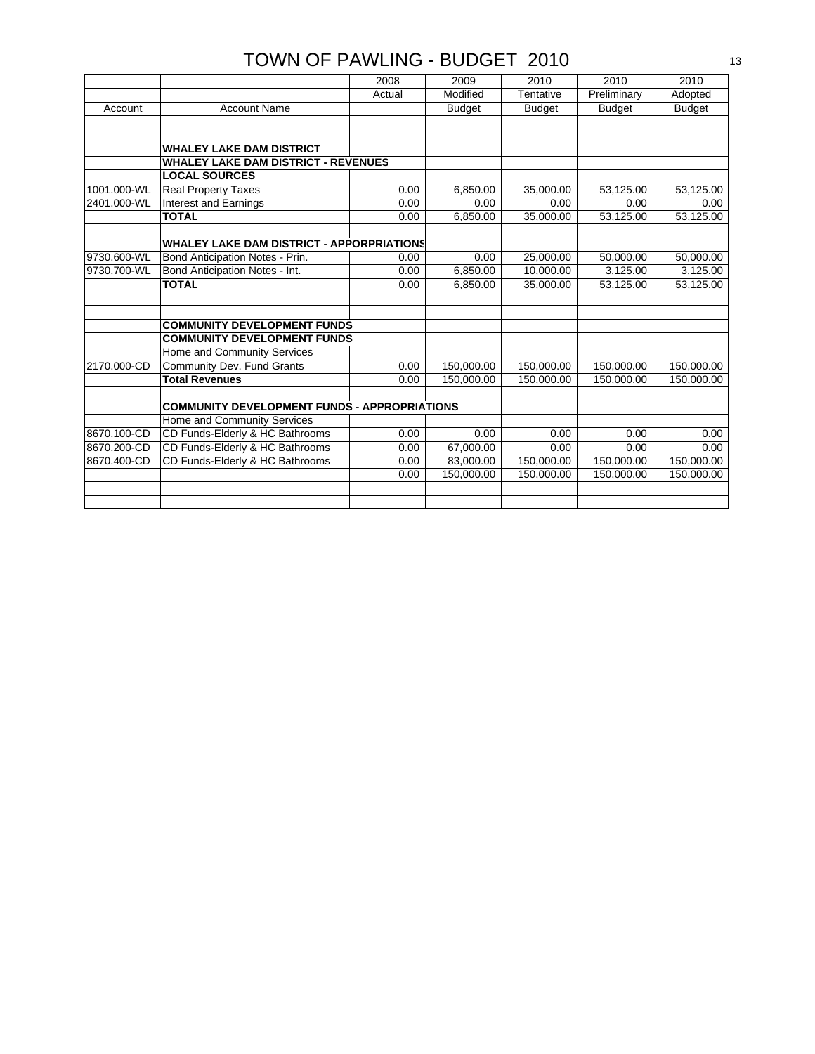# TOWN OF PAWLING - BUDGET 2010

| | | 2008 | 2009 | 2010 | 2010 | 2010 |
|---|---|---|---|---|---|---|
| | | Actual | Modified | Tentative | Preliminary | Adopted |
| Account | Account Name | | Budget | Budget | Budget | Budget |
| | | | | | | |
| | | | | | | |
| | **WHALEY LAKE DAM DISTRICT** | | | | | |
| | **WHALEY LAKE DAM DISTRICT - REVENUES** | | | | | |
| | **LOCAL SOURCES** | | | | | |
| 1001.000-WL | Real Property Taxes | 0.00 | 6,850.00 | 35,000.00 | 53,125.00 | 53,125.00 |
| 2401.000-WL | Interest and Earnings | 0.00 | 0.00 | 0.00 | 0.00 | 0.00 |
| | **TOTAL** | 0.00 | 6,850.00 | 35,000.00 | 53,125.00 | 53,125.00 |
| | | | | | | |
| | **WHALEY LAKE DAM DISTRICT - APPORPRIATIONS** | | | | | |
| 9730.600-WL | Bond Anticipation Notes - Prin. | 0.00 | 0.00 | 25,000.00 | 50,000.00 | 50,000.00 |
| 9730.700-WL | Bond Anticipation Notes - Int. | 0.00 | 6,850.00 | 10,000.00 | 3,125.00 | 3,125.00 |
| | **TOTAL** | 0.00 | 6,850.00 | 35,000.00 | 53,125.00 | 53,125.00 |
| | | | | | | |
| | | | | | | |
| | **COMMUNITY DEVELOPMENT FUNDS** | | | | | |
| | **COMMUNITY DEVELOPMENT FUNDS** | | | | | |
| | Home and Community Services | | | | | |
| 2170.000-CD | Community Dev. Fund Grants | 0.00 | 150,000.00 | 150,000.00 | 150,000.00 | 150,000.00 |
| | **Total Revenues** | 0.00 | 150,000.00 | 150,000.00 | 150,000.00 | 150,000.00 |
| | | | | | | |
| | **COMMUNITY DEVELOPMENT FUNDS - APPROPRIATIONS** | | | | | |
| | Home and Community Services | | | | | |
| 8670.100-CD | CD Funds-Elderly & HC Bathrooms | 0.00 | 0.00 | 0.00 | 0.00 | 0.00 |
| 8670.200-CD | CD Funds-Elderly & HC Bathrooms | 0.00 | 67,000.00 | 0.00 | 0.00 | 0.00 |
| 8670.400-CD | CD Funds-Elderly & HC Bathrooms | 0.00 | 83,000.00 | 150,000.00 | 150,000.00 | 150,000.00 |
| | | 0.00 | 150,000.00 | 150,000.00 | 150,000.00 | 150,000.00 |
| | | | | | | |
| | | | | | | |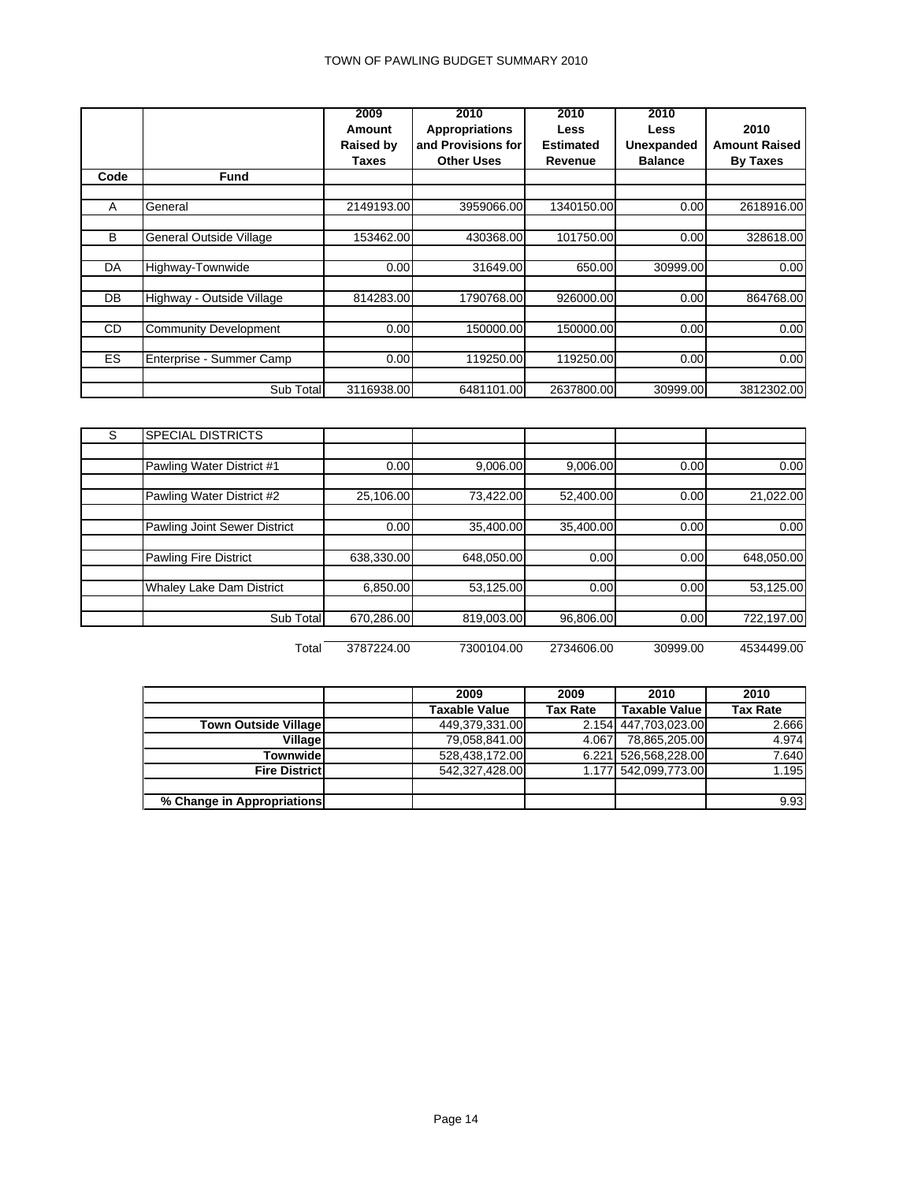# TOWN OF PAWLING BUDGET SUMMARY 2010

| Code | Fund | 2009 Amount Raised by Taxes | 2010 Appropriations and Provisions for Other Uses | 2010 Less Estimated Revenue | 2010 Less Unexpanded Balance | 2010 Amount Raised By Taxes |
|---|---|---|---|---|---|---|
| A | General | 2149193.00 | 3959066.00 | 1340150.00 | 0.00 | 2618916.00 |
| B | General Outside Village | 153462.00 | 430368.00 | 101750.00 | 0.00 | 328618.00 |
| DA | Highway-Townwide | 0.00 | 31649.00 | 650.00 | 30999.00 | 0.00 |
| DB | Highway - Outside Village | 814283.00 | 1790768.00 | 926000.00 | 0.00 | 864768.00 |
| CD | Community Development | 0.00 | 150000.00 | 150000.00 | 0.00 | 0.00 |
| ES | Enterprise - Summer Camp | 0.00 | 119250.00 | 119250.00 | 0.00 | 0.00 |
| | Sub Total | 3116938.00 | 6481101.00 | 2637800.00 | 30999.00 | 3812302.00 |

| Code | Fund | 2009 Amount Raised by Taxes | 2010 Appropriations and Provisions for Other Uses | 2010 Less Estimated Revenue | 2010 Less Unexpanded Balance | 2010 Amount Raised By Taxes |
|---|---|---|---|---|---|---|
| S | SPECIAL DISTRICTS | | | | | |
| | Pawling Water District #1 | 0.00 | 9,006.00 | 9,006.00 | 0.00 | 0.00 |
| | Pawling Water District #2 | 25,106.00 | 73,422.00 | 52,400.00 | 0.00 | 21,022.00 |
| | Pawling Joint Sewer District | 0.00 | 35,400.00 | 35,400.00 | 0.00 | 0.00 |
| | Pawling Fire District | 638,330.00 | 648,050.00 | 0.00 | 0.00 | 648,050.00 |
| | Whaley Lake Dam District | 6,850.00 | 53,125.00 | 0.00 | 0.00 | 53,125.00 |
| | Sub Total | 670,286.00 | 819,003.00 | 96,806.00 | 0.00 | 722,197.00 |
| | Total | 3787224.00 | 7300104.00 | 2734606.00 | 30999.00 | 4534499.00 |

| | | 2009 Taxable Value | 2009 Tax Rate | 2010 Taxable Value | 2010 Tax Rate |
|---|---|---|---|---|---|
| **Town Outside Village** | | 449,379,331.00 | 2.154 | 447,703,023.00 | 2.666 |
| **Village** | | 79,058,841.00 | 4.067 | 78,865,205.00 | 4.974 |
| **Townwide** | | 528,438,172.00 | 6.221 | 526,568,228.00 | 7.640 |
| **Fire District** | | 542,327,428.00 | 1.177 | 542,099,773.00 | 1.195 |
| **% Change in Appropriations** | | | | | 9.93 |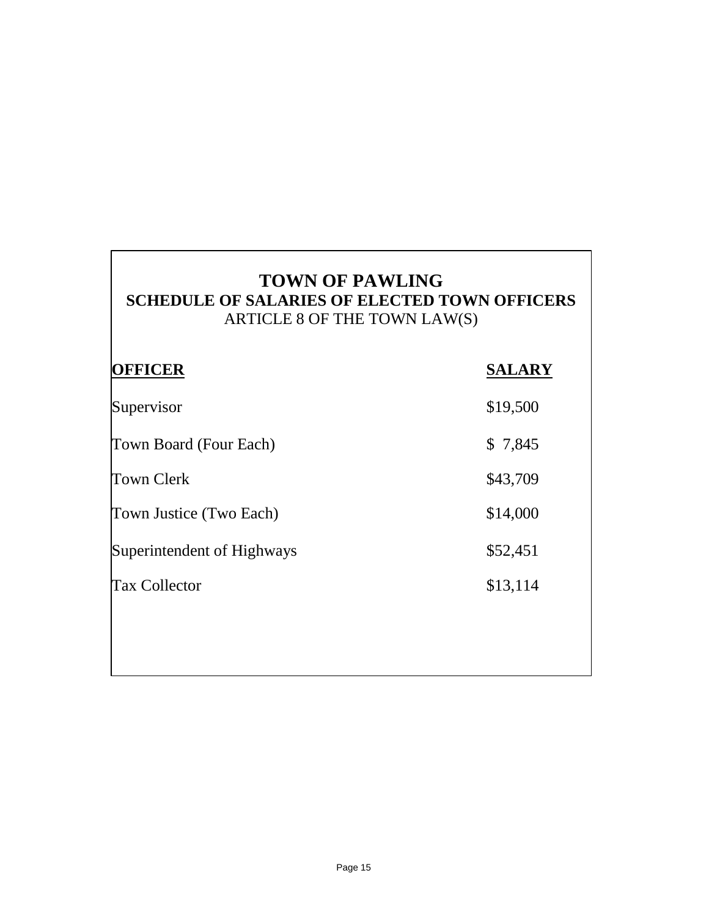# TOWN OF PAWLING

## SCHEDULE OF SALARIES OF ELECTED TOWN OFFICERS

ARTICLE 8 OF THE TOWN LAW(S)

| **OFFICER** | **SALARY** |
| --- | --- |
| Supervisor | $19,500 |
| Town Board (Four Each) | $ 7,845 |
| Town Clerk | $43,709 |
| Town Justice (Two Each) | $14,000 |
| Superintendent of Highways | $52,451 |
| Tax Collector | $13,114 |